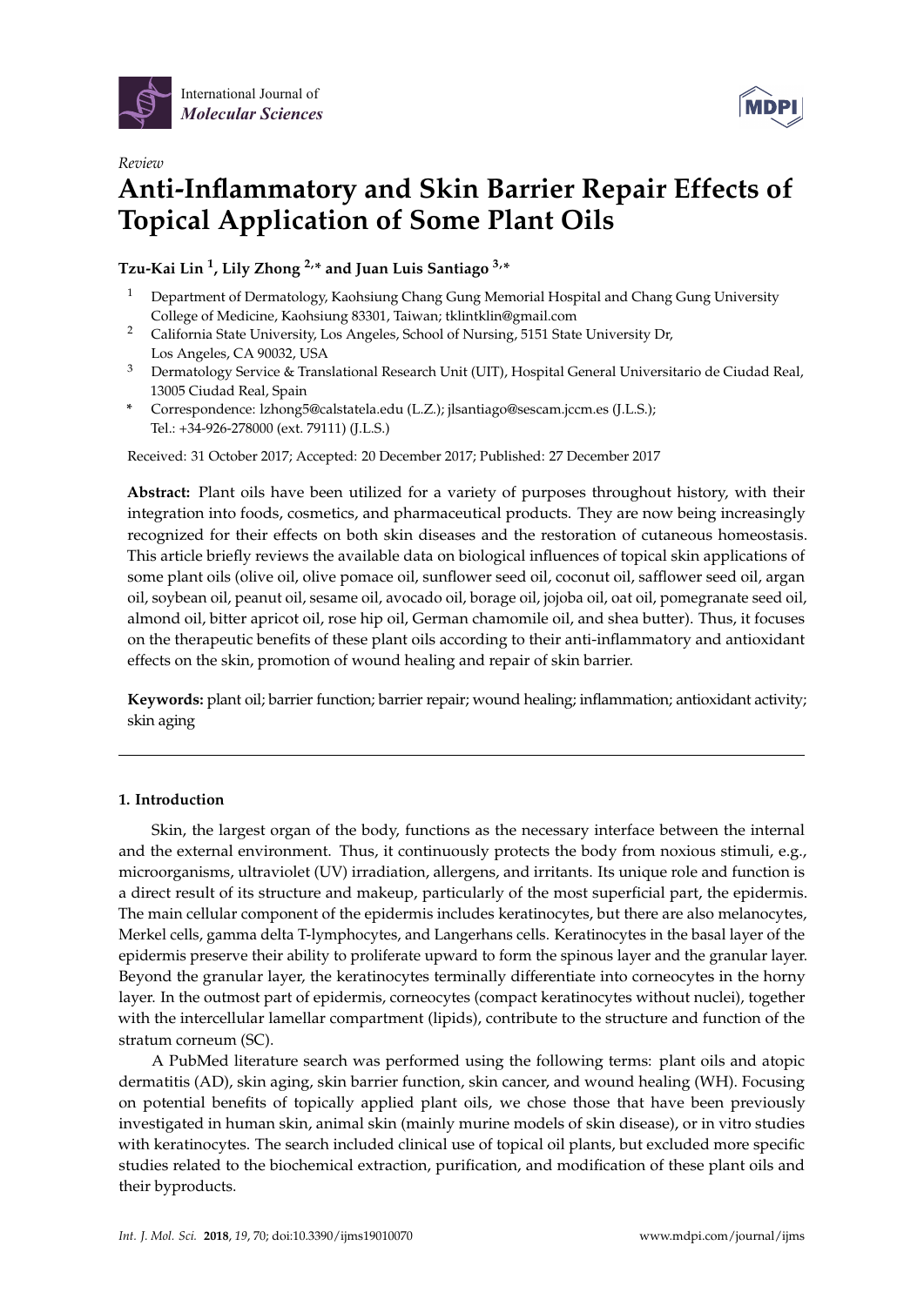International Journal of *Molecular Sciences*

*Review*

# Anti-Inflammatory and Skin Barrier Repair Effects of Topical Application of Some Plant Oils

**Tzu-Kai Lin [1], Lily Zhong [2,*] and Juan Luis Santiago [3,*]**

[1] Department of Dermatology, Kaohsiung Chang Gung Memorial Hospital and Chang Gung University College of Medicine, Kaohsiung 83301, Taiwan; tklintklin@gmail.com

[2] California State University, Los Angeles, School of Nursing, 5151 State University Dr, Los Angeles, CA 90032, USA

[3] Dermatology Service & Translational Research Unit (UIT), Hospital General Universitario de Ciudad Real, 13005 Ciudad Real, Spain

* Correspondence: lzhong5@calstatela.edu (L.Z.); jlsantiago@sescam.jccm.es (J.L.S.); Tel.: +34-926-278000 (ext. 79111) (J.L.S.)

Received: 31 October 2017; Accepted: 20 December 2017; Published: 27 December 2017

**Abstract:** Plant oils have been utilized for a variety of purposes throughout history, with their integration into foods, cosmetics, and pharmaceutical products. They are now being increasingly recognized for their effects on both skin diseases and the restoration of cutaneous homeostasis. This article briefly reviews the available data on biological influences of topical skin applications of some plant oils (olive oil, olive pomace oil, sunflower seed oil, coconut oil, safflower seed oil, argan oil, soybean oil, peanut oil, sesame oil, avocado oil, borage oil, jojoba oil, oat oil, pomegranate seed oil, almond oil, bitter apricot oil, rose hip oil, German chamomile oil, and shea butter). Thus, it focuses on the therapeutic benefits of these plant oils according to their anti-inflammatory and antioxidant effects on the skin, promotion of wound healing and repair of skin barrier.

**Keywords:** plant oil; barrier function; barrier repair; wound healing; inflammation; antioxidant activity; skin aging

## 1. Introduction

Skin, the largest organ of the body, functions as the necessary interface between the internal and the external environment. Thus, it continuously protects the body from noxious stimuli, e.g., microorganisms, ultraviolet (UV) irradiation, allergens, and irritants. Its unique role and function is a direct result of its structure and makeup, particularly of the most superficial part, the epidermis. The main cellular component of the epidermis includes keratinocytes, but there are also melanocytes, Merkel cells, gamma delta T-lymphocytes, and Langerhans cells. Keratinocytes in the basal layer of the epidermis preserve their ability to proliferate upward to form the spinous layer and the granular layer. Beyond the granular layer, the keratinocytes terminally differentiate into corneocytes in the horny layer. In the outmost part of epidermis, corneocytes (compact keratinocytes without nuclei), together with the intercellular lamellar compartment (lipids), contribute to the structure and function of the stratum corneum (SC).

A PubMed literature search was performed using the following terms: plant oils and atopic dermatitis (AD), skin aging, skin barrier function, skin cancer, and wound healing (WH). Focusing on potential benefits of topically applied plant oils, we chose those that have been previously investigated in human skin, animal skin (mainly murine models of skin disease), or in vitro studies with keratinocytes. The search included clinical use of topical oil plants, but excluded more specific studies related to the biochemical extraction, purification, and modification of these plant oils and their byproducts.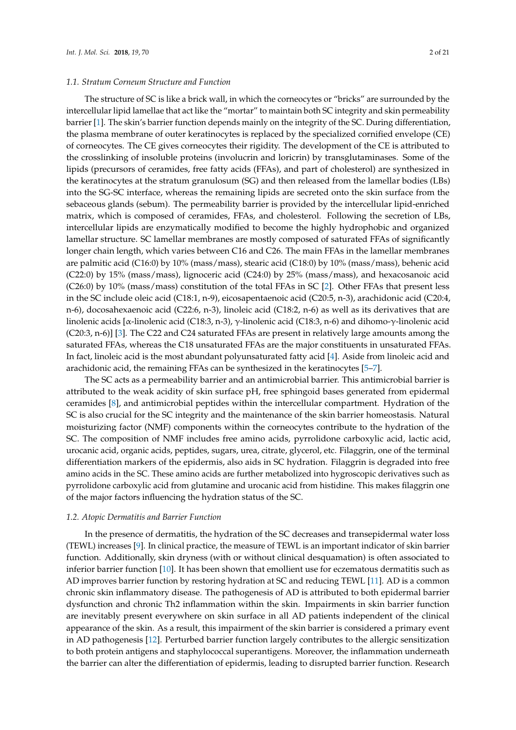### 1.1. Stratum Corneum Structure and Function

The structure of SC is like a brick wall, in which the corneocytes or "bricks" are surrounded by the intercellular lipid lamellae that act like the "mortar" to maintain both SC integrity and skin permeability barrier [1]. The skin's barrier function depends mainly on the integrity of the SC. During differentiation, the plasma membrane of outer keratinocytes is replaced by the specialized cornified envelope (CE) of corneocytes. The CE gives corneocytes their rigidity. The development of the CE is attributed to the crosslinking of insoluble proteins (involucrin and loricrin) by transglutaminases. Some of the lipids (precursors of ceramides, free fatty acids (FFAs), and part of cholesterol) are synthesized in the keratinocytes at the stratum granulosum (SG) and then released from the lamellar bodies (LBs) into the SG-SC interface, whereas the remaining lipids are secreted onto the skin surface from the sebaceous glands (sebum). The permeability barrier is provided by the intercellular lipid-enriched matrix, which is composed of ceramides, FFAs, and cholesterol. Following the secretion of LBs, intercellular lipids are enzymatically modified to become the highly hydrophobic and organized lamellar structure. SC lamellar membranes are mostly composed of saturated FFAs of significantly longer chain length, which varies between C16 and C26. The main FFAs in the lamellar membranes are palmitic acid (C16:0) by 10% (mass/mass), stearic acid (C18:0) by 10% (mass/mass), behenic acid (C22:0) by 15% (mass/mass), lignoceric acid (C24:0) by 25% (mass/mass), and hexacosanoic acid (C26:0) by 10% (mass/mass) constitution of the total FFAs in SC [2]. Other FFAs that present less in the SC include oleic acid (C18:1, n-9), eicosapentaenoic acid (C20:5, n-3), arachidonic acid (C20:4, n-6), docosahexaenoic acid (C22:6, n-3), linoleic acid (C18:2, n-6) as well as its derivatives that are linolenic acids [α-linolenic acid (C18:3, n-3), γ-linolenic acid (C18:3, n-6) and dihomo-γ-linolenic acid (C20:3, n-6)] [3]. The C22 and C24 saturated FFAs are present in relatively large amounts among the saturated FFAs, whereas the C18 unsaturated FFAs are the major constituents in unsaturated FFAs. In fact, linoleic acid is the most abundant polyunsaturated fatty acid [4]. Aside from linoleic acid and arachidonic acid, the remaining FFAs can be synthesized in the keratinocytes [5–7].

The SC acts as a permeability barrier and an antimicrobial barrier. This antimicrobial barrier is attributed to the weak acidity of skin surface pH, free sphingoid bases generated from epidermal ceramides [8], and antimicrobial peptides within the intercellular compartment. Hydration of the SC is also crucial for the SC integrity and the maintenance of the skin barrier homeostasis. Natural moisturizing factor (NMF) components within the corneocytes contribute to the hydration of the SC. The composition of NMF includes free amino acids, pyrrolidone carboxylic acid, lactic acid, urocanic acid, organic acids, peptides, sugars, urea, citrate, glycerol, etc. Filaggrin, one of the terminal differentiation markers of the epidermis, also aids in SC hydration. Filaggrin is degraded into free amino acids in the SC. These amino acids are further metabolized into hygroscopic derivatives such as pyrrolidone carboxylic acid from glutamine and urocanic acid from histidine. This makes filaggrin one of the major factors influencing the hydration status of the SC.

### 1.2. Atopic Dermatitis and Barrier Function

In the presence of dermatitis, the hydration of the SC decreases and transepidermal water loss (TEWL) increases [9]. In clinical practice, the measure of TEWL is an important indicator of skin barrier function. Additionally, skin dryness (with or without clinical desquamation) is often associated to inferior barrier function [10]. It has been shown that emollient use for eczematous dermatitis such as AD improves barrier function by restoring hydration at SC and reducing TEWL [11]. AD is a common chronic skin inflammatory disease. The pathogenesis of AD is attributed to both epidermal barrier dysfunction and chronic Th2 inflammation within the skin. Impairments in skin barrier function are inevitably present everywhere on skin surface in all AD patients independent of the clinical appearance of the skin. As a result, this impairment of the skin barrier is considered a primary event in AD pathogenesis [12]. Perturbed barrier function largely contributes to the allergic sensitization to both protein antigens and staphylococcal superantigens. Moreover, the inflammation underneath the barrier can alter the differentiation of epidermis, leading to disrupted barrier function. Research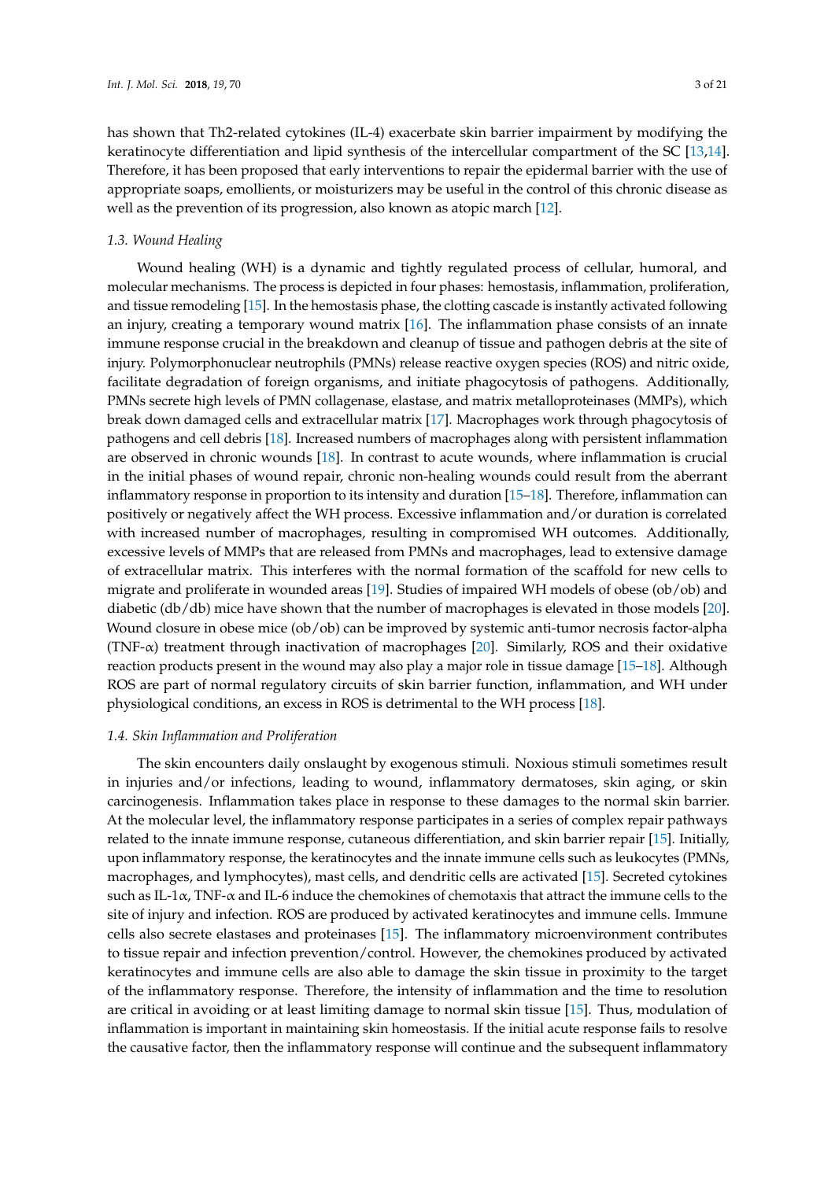has shown that Th2-related cytokines (IL-4) exacerbate skin barrier impairment by modifying the keratinocyte differentiation and lipid synthesis of the intercellular compartment of the SC [13,14]. Therefore, it has been proposed that early interventions to repair the epidermal barrier with the use of appropriate soaps, emollients, or moisturizers may be useful in the control of this chronic disease as well as the prevention of its progression, also known as atopic march [12].

### 1.3. Wound Healing

Wound healing (WH) is a dynamic and tightly regulated process of cellular, humoral, and molecular mechanisms. The process is depicted in four phases: hemostasis, inflammation, proliferation, and tissue remodeling [15]. In the hemostasis phase, the clotting cascade is instantly activated following an injury, creating a temporary wound matrix [16]. The inflammation phase consists of an innate immune response crucial in the breakdown and cleanup of tissue and pathogen debris at the site of injury. Polymorphonuclear neutrophils (PMNs) release reactive oxygen species (ROS) and nitric oxide, facilitate degradation of foreign organisms, and initiate phagocytosis of pathogens. Additionally, PMNs secrete high levels of PMN collagenase, elastase, and matrix metalloproteinases (MMPs), which break down damaged cells and extracellular matrix [17]. Macrophages work through phagocytosis of pathogens and cell debris [18]. Increased numbers of macrophages along with persistent inflammation are observed in chronic wounds [18]. In contrast to acute wounds, where inflammation is crucial in the initial phases of wound repair, chronic non-healing wounds could result from the aberrant inflammatory response in proportion to its intensity and duration [15–18]. Therefore, inflammation can positively or negatively affect the WH process. Excessive inflammation and/or duration is correlated with increased number of macrophages, resulting in compromised WH outcomes. Additionally, excessive levels of MMPs that are released from PMNs and macrophages, lead to extensive damage of extracellular matrix. This interferes with the normal formation of the scaffold for new cells to migrate and proliferate in wounded areas [19]. Studies of impaired WH models of obese (ob/ob) and diabetic (db/db) mice have shown that the number of macrophages is elevated in those models [20]. Wound closure in obese mice (ob/ob) can be improved by systemic anti-tumor necrosis factor-alpha (TNF-α) treatment through inactivation of macrophages [20]. Similarly, ROS and their oxidative reaction products present in the wound may also play a major role in tissue damage [15–18]. Although ROS are part of normal regulatory circuits of skin barrier function, inflammation, and WH under physiological conditions, an excess in ROS is detrimental to the WH process [18].

### 1.4. Skin Inflammation and Proliferation

The skin encounters daily onslaught by exogenous stimuli. Noxious stimuli sometimes result in injuries and/or infections, leading to wound, inflammatory dermatoses, skin aging, or skin carcinogenesis. Inflammation takes place in response to these damages to the normal skin barrier. At the molecular level, the inflammatory response participates in a series of complex repair pathways related to the innate immune response, cutaneous differentiation, and skin barrier repair [15]. Initially, upon inflammatory response, the keratinocytes and the innate immune cells such as leukocytes (PMNs, macrophages, and lymphocytes), mast cells, and dendritic cells are activated [15]. Secreted cytokines such as IL-1α, TNF-α and IL-6 induce the chemokines of chemotaxis that attract the immune cells to the site of injury and infection. ROS are produced by activated keratinocytes and immune cells. Immune cells also secrete elastases and proteinases [15]. The inflammatory microenvironment contributes to tissue repair and infection prevention/control. However, the chemokines produced by activated keratinocytes and immune cells are also able to damage the skin tissue in proximity to the target of the inflammatory response. Therefore, the intensity of inflammation and the time to resolution are critical in avoiding or at least limiting damage to normal skin tissue [15]. Thus, modulation of inflammation is important in maintaining skin homeostasis. If the initial acute response fails to resolve the causative factor, then the inflammatory response will continue and the subsequent inflammatory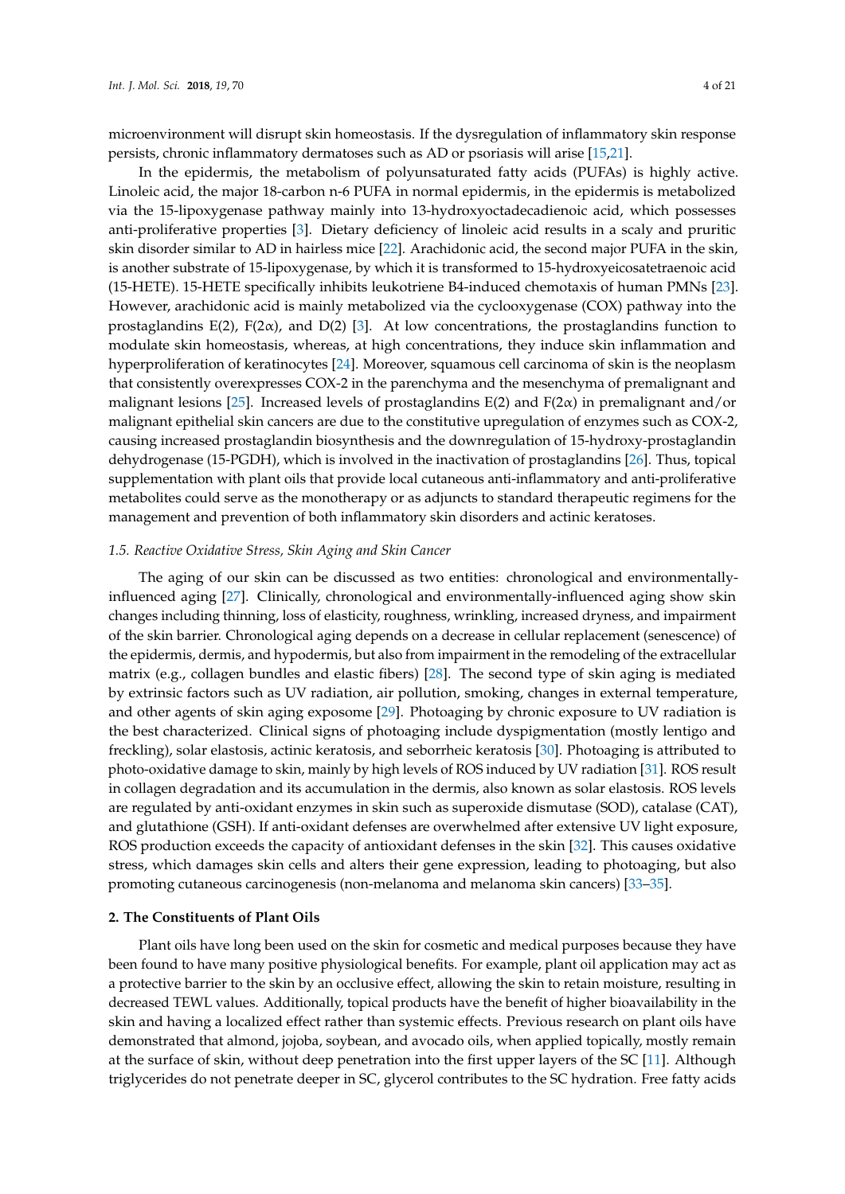microenvironment will disrupt skin homeostasis. If the dysregulation of inflammatory skin response persists, chronic inflammatory dermatoses such as AD or psoriasis will arise [15,21].

In the epidermis, the metabolism of polyunsaturated fatty acids (PUFAs) is highly active. Linoleic acid, the major 18-carbon n-6 PUFA in normal epidermis, in the epidermis is metabolized via the 15-lipoxygenase pathway mainly into 13-hydroxyoctadecadienoic acid, which possesses anti-proliferative properties [3]. Dietary deficiency of linoleic acid results in a scaly and pruritic skin disorder similar to AD in hairless mice [22]. Arachidonic acid, the second major PUFA in the skin, is another substrate of 15-lipoxygenase, by which it is transformed to 15-hydroxyeicosatetraenoic acid (15-HETE). 15-HETE specifically inhibits leukotriene B4-induced chemotaxis of human PMNs [23]. However, arachidonic acid is mainly metabolized via the cyclooxygenase (COX) pathway into the prostaglandins E(2), F(2$\alpha$), and D(2) [3]. At low concentrations, the prostaglandins function to modulate skin homeostasis, whereas, at high concentrations, they induce skin inflammation and hyperproliferation of keratinocytes [24]. Moreover, squamous cell carcinoma of skin is the neoplasm that consistently overexpresses COX-2 in the parenchyma and the mesenchyma of premalignant and malignant lesions [25]. Increased levels of prostaglandins E(2) and F(2$\alpha$) in premalignant and/or malignant epithelial skin cancers are due to the constitutive upregulation of enzymes such as COX-2, causing increased prostaglandin biosynthesis and the downregulation of 15-hydroxy-prostaglandin dehydrogenase (15-PGDH), which is involved in the inactivation of prostaglandins [26]. Thus, topical supplementation with plant oils that provide local cutaneous anti-inflammatory and anti-proliferative metabolites could serve as the monotherapy or as adjuncts to standard therapeutic regimens for the management and prevention of both inflammatory skin disorders and actinic keratoses.

### *1.5. Reactive Oxidative Stress, Skin Aging and Skin Cancer*

The aging of our skin can be discussed as two entities: chronological and environmentally-influenced aging [27]. Clinically, chronological and environmentally-influenced aging show skin changes including thinning, loss of elasticity, roughness, wrinkling, increased dryness, and impairment of the skin barrier. Chronological aging depends on a decrease in cellular replacement (senescence) of the epidermis, dermis, and hypodermis, but also from impairment in the remodeling of the extracellular matrix (e.g., collagen bundles and elastic fibers) [28]. The second type of skin aging is mediated by extrinsic factors such as UV radiation, air pollution, smoking, changes in external temperature, and other agents of skin aging exposome [29]. Photoaging by chronic exposure to UV radiation is the best characterized. Clinical signs of photoaging include dyspigmentation (mostly lentigo and freckling), solar elastosis, actinic keratosis, and seborrheic keratosis [30]. Photoaging is attributed to photo-oxidative damage to skin, mainly by high levels of ROS induced by UV radiation [31]. ROS result in collagen degradation and its accumulation in the dermis, also known as solar elastosis. ROS levels are regulated by anti-oxidant enzymes in skin such as superoxide dismutase (SOD), catalase (CAT), and glutathione (GSH). If anti-oxidant defenses are overwhelmed after extensive UV light exposure, ROS production exceeds the capacity of antioxidant defenses in the skin [32]. This causes oxidative stress, which damages skin cells and alters their gene expression, leading to photoaging, but also promoting cutaneous carcinogenesis (non-melanoma and melanoma skin cancers) [33–35].

## 2. The Constituents of Plant Oils

Plant oils have long been used on the skin for cosmetic and medical purposes because they have been found to have many positive physiological benefits. For example, plant oil application may act as a protective barrier to the skin by an occlusive effect, allowing the skin to retain moisture, resulting in decreased TEWL values. Additionally, topical products have the benefit of higher bioavailability in the skin and having a localized effect rather than systemic effects. Previous research on plant oils have demonstrated that almond, jojoba, soybean, and avocado oils, when applied topically, mostly remain at the surface of skin, without deep penetration into the first upper layers of the SC [11]. Although triglycerides do not penetrate deeper in SC, glycerol contributes to the SC hydration. Free fatty acids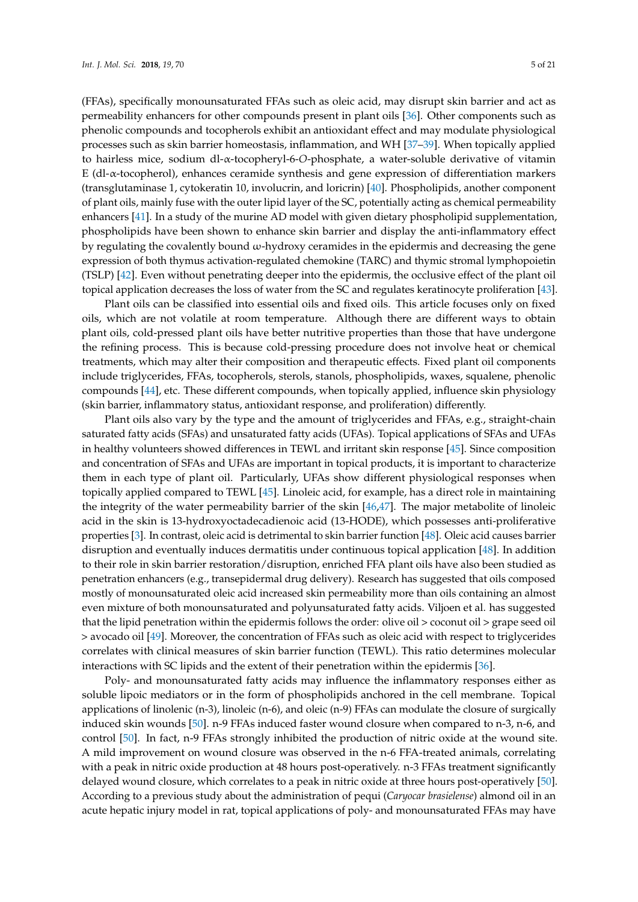(FFAs), specifically monounsaturated FFAs such as oleic acid, may disrupt skin barrier and act as permeability enhancers for other compounds present in plant oils [36]. Other components such as phenolic compounds and tocopherols exhibit an antioxidant effect and may modulate physiological processes such as skin barrier homeostasis, inflammation, and WH [37–39]. When topically applied to hairless mice, sodium dl-α-tocopheryl-6-*O*-phosphate, a water-soluble derivative of vitamin E (dl-α-tocopherol), enhances ceramide synthesis and gene expression of differentiation markers (transglutaminase 1, cytokeratin 10, involucrin, and loricrin) [40]. Phospholipids, another component of plant oils, mainly fuse with the outer lipid layer of the SC, potentially acting as chemical permeability enhancers [41]. In a study of the murine AD model with given dietary phospholipid supplementation, phospholipids have been shown to enhance skin barrier and display the anti-inflammatory effect by regulating the covalently bound ω-hydroxy ceramides in the epidermis and decreasing the gene expression of both thymus activation-regulated chemokine (TARC) and thymic stromal lymphopoietin (TSLP) [42]. Even without penetrating deeper into the epidermis, the occlusive effect of the plant oil topical application decreases the loss of water from the SC and regulates keratinocyte proliferation [43].

Plant oils can be classified into essential oils and fixed oils. This article focuses only on fixed oils, which are not volatile at room temperature. Although there are different ways to obtain plant oils, cold-pressed plant oils have better nutritive properties than those that have undergone the refining process. This is because cold-pressing procedure does not involve heat or chemical treatments, which may alter their composition and therapeutic effects. Fixed plant oil components include triglycerides, FFAs, tocopherols, sterols, stanols, phospholipids, waxes, squalene, phenolic compounds [44], etc. These different compounds, when topically applied, influence skin physiology (skin barrier, inflammatory status, antioxidant response, and proliferation) differently.

Plant oils also vary by the type and the amount of triglycerides and FFAs, e.g., straight-chain saturated fatty acids (SFAs) and unsaturated fatty acids (UFAs). Topical applications of SFAs and UFAs in healthy volunteers showed differences in TEWL and irritant skin response [45]. Since composition and concentration of SFAs and UFAs are important in topical products, it is important to characterize them in each type of plant oil. Particularly, UFAs show different physiological responses when topically applied compared to TEWL [45]. Linoleic acid, for example, has a direct role in maintaining the integrity of the water permeability barrier of the skin [46,47]. The major metabolite of linoleic acid in the skin is 13-hydroxyoctadecadienoic acid (13-HODE), which possesses anti-proliferative properties [3]. In contrast, oleic acid is detrimental to skin barrier function [48]. Oleic acid causes barrier disruption and eventually induces dermatitis under continuous topical application [48]. In addition to their role in skin barrier restoration/disruption, enriched FFA plant oils have also been studied as penetration enhancers (e.g., transepidermal drug delivery). Research has suggested that oils composed mostly of monounsaturated oleic acid increased skin permeability more than oils containing an almost even mixture of both monounsaturated and polyunsaturated fatty acids. Viljoen et al. has suggested that the lipid penetration within the epidermis follows the order: olive oil > coconut oil > grape seed oil > avocado oil [49]. Moreover, the concentration of FFAs such as oleic acid with respect to triglycerides correlates with clinical measures of skin barrier function (TEWL). This ratio determines molecular interactions with SC lipids and the extent of their penetration within the epidermis [36].

Poly- and monounsaturated fatty acids may influence the inflammatory responses either as soluble lipoic mediators or in the form of phospholipids anchored in the cell membrane. Topical applications of linolenic (n-3), linoleic (n-6), and oleic (n-9) FFAs can modulate the closure of surgically induced skin wounds [50]. n-9 FFAs induced faster wound closure when compared to n-3, n-6, and control [50]. In fact, n-9 FFAs strongly inhibited the production of nitric oxide at the wound site. A mild improvement on wound closure was observed in the n-6 FFA-treated animals, correlating with a peak in nitric oxide production at 48 hours post-operatively. n-3 FFAs treatment significantly delayed wound closure, which correlates to a peak in nitric oxide at three hours post-operatively [50]. According to a previous study about the administration of pequi (*Caryocar brasielense*) almond oil in an acute hepatic injury model in rat, topical applications of poly- and monounsaturated FFAs may have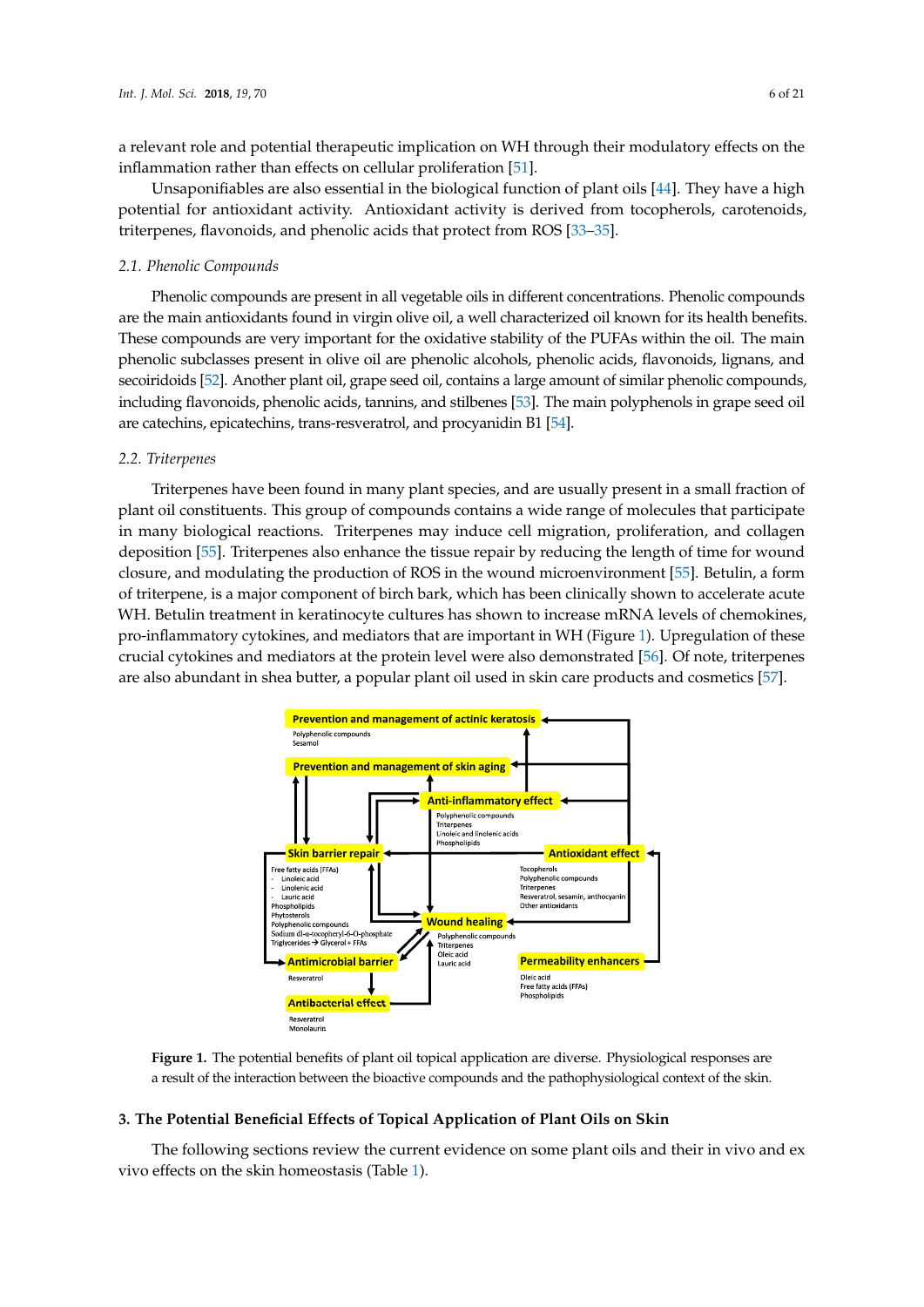a relevant role and potential therapeutic implication on WH through their modulatory effects on the inflammation rather than effects on cellular proliferation [51].

Unsaponifiables are also essential in the biological function of plant oils [44]. They have a high potential for antioxidant activity. Antioxidant activity is derived from tocopherols, carotenoids, triterpenes, flavonoids, and phenolic acids that protect from ROS [33–35].

### *2.1. Phenolic Compounds*

Phenolic compounds are present in all vegetable oils in different concentrations. Phenolic compounds are the main antioxidants found in virgin olive oil, a well characterized oil known for its health benefits. These compounds are very important for the oxidative stability of the PUFAs within the oil. The main phenolic subclasses present in olive oil are phenolic alcohols, phenolic acids, flavonoids, lignans, and secoiridoids [52]. Another plant oil, grape seed oil, contains a large amount of similar phenolic compounds, including flavonoids, phenolic acids, tannins, and stilbenes [53]. The main polyphenols in grape seed oil are catechins, epicatechins, trans-resveratrol, and procyanidin B1 [54].

### *2.2. Triterpenes*

Triterpenes have been found in many plant species, and are usually present in a small fraction of plant oil constituents. This group of compounds contains a wide range of molecules that participate in many biological reactions. Triterpenes may induce cell migration, proliferation, and collagen deposition [55]. Triterpenes also enhance the tissue repair by reducing the length of time for wound closure, and modulating the production of ROS in the wound microenvironment [55]. Betulin, a form of triterpene, is a major component of birch bark, which has been clinically shown to accelerate acute WH. Betulin treatment in keratinocyte cultures has shown to increase mRNA levels of chemokines, pro-inflammatory cytokines, and mediators that are important in WH (Figure 1). Upregulation of these crucial cytokines and mediators at the protein level were also demonstrated [56]. Of note, triterpenes are also abundant in shea butter, a popular plant oil used in skin care products and cosmetics [57].

**Figure 1.** The potential benefits of plant oil topical application are diverse. Physiological responses are a result of the interaction between the bioactive compounds and the pathophysiological context of the skin.

## 3. The Potential Beneficial Effects of Topical Application of Plant Oils on Skin

The following sections review the current evidence on some plant oils and their in vivo and ex vivo effects on the skin homeostasis (Table 1).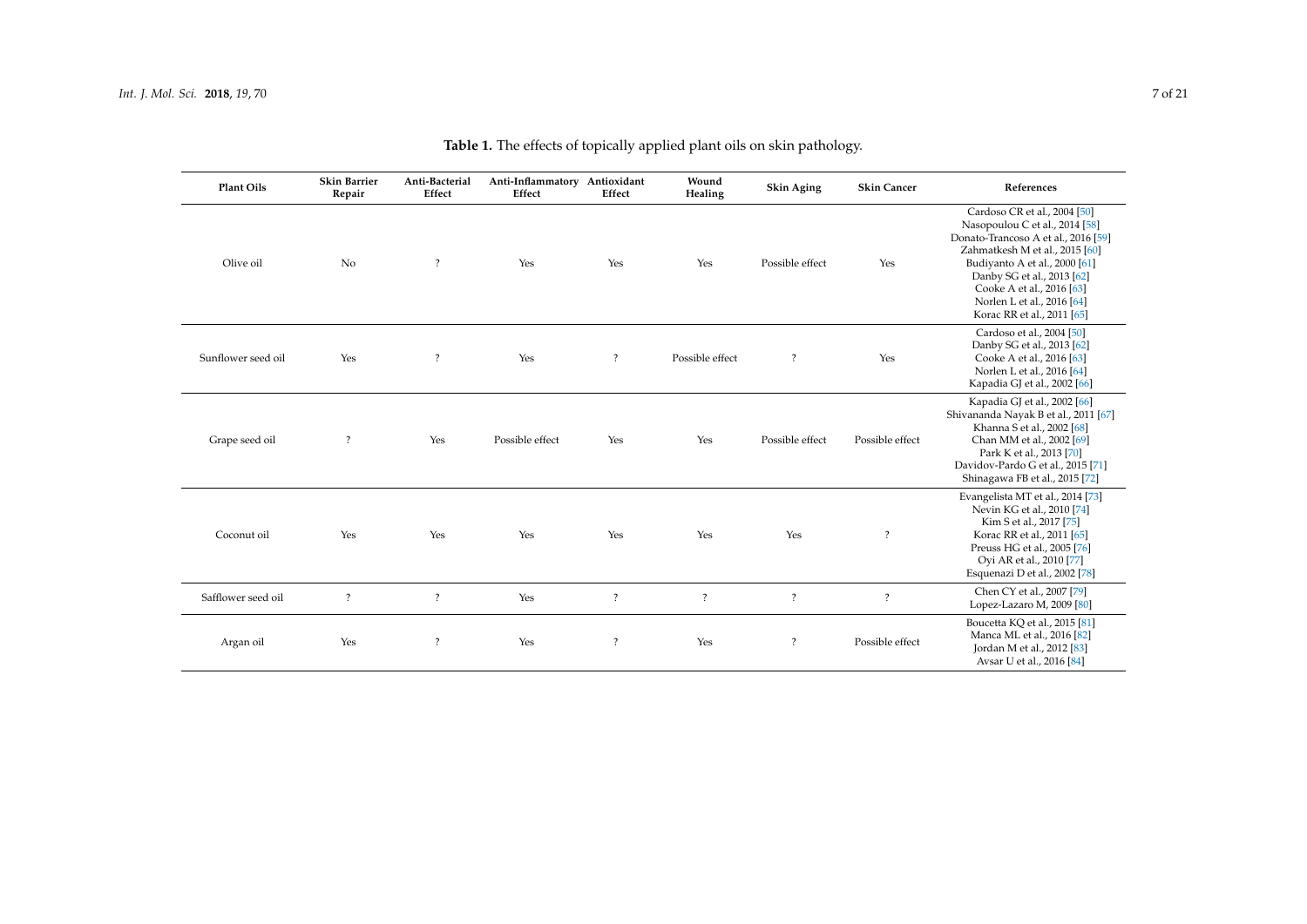**Table 1.** The effects of topically applied plant oils on skin pathology.

| Plant Oils | Skin Barrier Repair | Anti-Bacterial Effect | Anti-Inflammatory Effect | Antioxidant Effect | Wound Healing | Skin Aging | Skin Cancer | References |
|---|---|---|---|---|---|---|---|---|
| Olive oil | No | ? | Yes | Yes | Yes | Possible effect | Yes | Cardoso CR et al., 2004 [50] Nasopoulou C et al., 2014 [58] Donato-Trancoso A et al., 2016 [59] Zahmatkesh M et al., 2015 [60] Budiyanto A et al., 2000 [61] Danby SG et al., 2013 [62] Cooke A et al., 2016 [63] Norlen L et al., 2016 [64] Korac RR et al., 2011 [65] |
| Sunflower seed oil | Yes | ? | Yes | ? | Possible effect | ? | Yes | Cardoso et al., 2004 [50] Danby SG et al., 2013 [62] Cooke A et al., 2016 [63] Norlen L et al., 2016 [64] Kapadia GJ et al., 2002 [66] |
| Grape seed oil | ? | Yes | Possible effect | Yes | Yes | Possible effect | Possible effect | Kapadia GJ et al., 2002 [66] Shivananda Nayak B et al., 2011 [67] Khanna S et al., 2002 [68] Chan MM et al., 2002 [69] Park K et al., 2013 [70] Davidov-Pardo G et al., 2015 [71] Shinagawa FB et al., 2015 [72] |
| Coconut oil | Yes | Yes | Yes | Yes | Yes | Yes | ? | Evangelista MT et al., 2014 [73] Nevin KG et al., 2010 [74] Kim S et al., 2017 [75] Korac RR et al., 2011 [65] Preuss HG et al., 2005 [76] Oyi AR et al., 2010 [77] Esquenazi D et al., 2002 [78] |
| Safflower seed oil | ? | ? | Yes | ? | ? | ? | ? | Chen CY et al., 2007 [79] Lopez-Lazaro M, 2009 [80] |
| Argan oil | Yes | ? | Yes | ? | Yes | ? | Possible effect | Boucetta KQ et al., 2015 [81] Manca ML et al., 2016 [82] Jordan M et al., 2012 [83] Avsar U et al., 2016 [84] |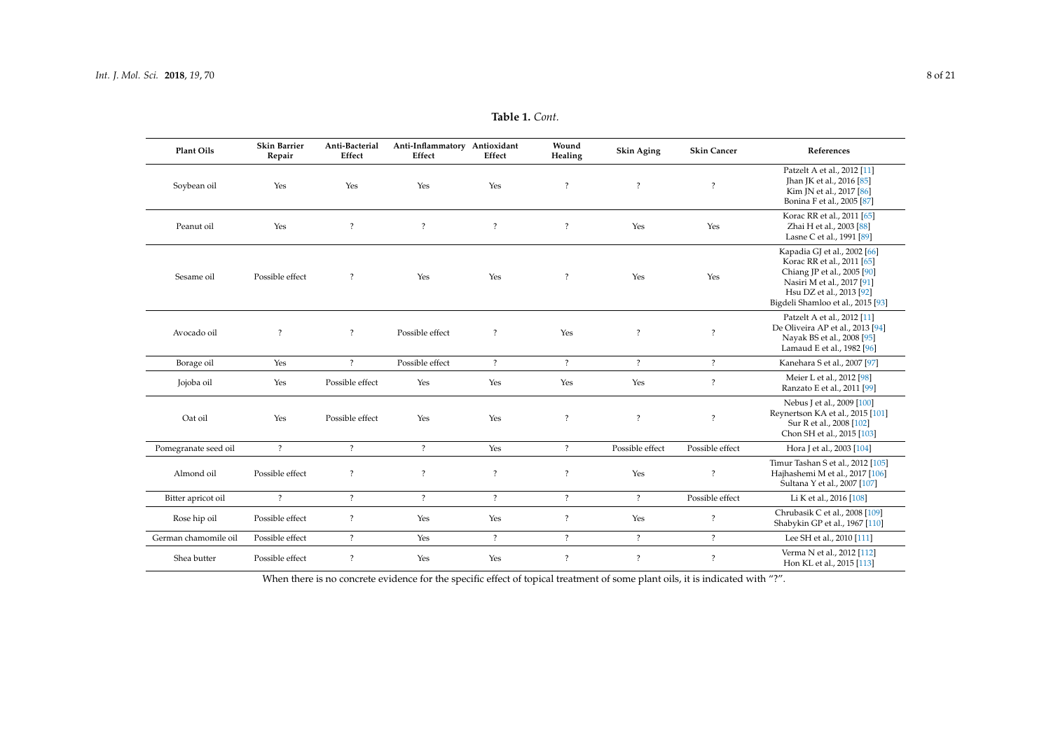**Table 1.** *Cont.*

| Plant Oils | Skin Barrier Repair | Anti-Bacterial Effect | Anti-Inflammatory Effect | Antioxidant Effect | Wound Healing | Skin Aging | Skin Cancer | References |
|---|---|---|---|---|---|---|---|---|
| Soybean oil | Yes | Yes | Yes | Yes | ? | ? | ? | Patzelt A et al., 2012 [11] Jhan JK et al., 2016 [85] Kim JN et al., 2017 [86] Bonina F et al., 2005 [87] |
| Peanut oil | Yes | ? | ? | ? | ? | Yes | Yes | Korac RR et al., 2011 [65] Zhai H et al., 2003 [88] Lasne C et al., 1991 [89] |
| Sesame oil | Possible effect | ? | Yes | Yes | ? | Yes | Yes | Kapadia GJ et al., 2002 [66] Korac RR et al., 2011 [65] Chiang JP et al., 2005 [90] Nasiri M et al., 2017 [91] Hsu DZ et al., 2013 [92] Bigdeli Shamloo et al., 2015 [93] |
| Avocado oil | ? | ? | Possible effect | ? | Yes | ? | ? | Patzelt A et al., 2012 [11] De Oliveira AP et al., 2013 [94] Nayak BS et al., 2008 [95] Lamaud E et al., 1982 [96] |
| Borage oil | Yes | ? | Possible effect | ? | ? | ? | ? | Kanehara S et al., 2007 [97] |
| Jojoba oil | Yes | Possible effect | Yes | Yes | Yes | Yes | ? | Meier L et al., 2012 [98] Ranzato E et al., 2011 [99] |
| Oat oil | Yes | Possible effect | Yes | Yes | ? | ? | ? | Nebus J et al., 2009 [100] Reynertson KA et al., 2015 [101] Sur R et al., 2008 [102] Chon SH et al., 2015 [103] |
| Pomegranate seed oil | ? | ? | ? | Yes | ? | Possible effect | Possible effect | Hora J et al., 2003 [104] |
| Almond oil | Possible effect | ? | ? | ? | ? | Yes | ? | Timur Tashan S et al., 2012 [105] Hajhashemi M et al., 2017 [106] Sultana Y et al., 2007 [107] |
| Bitter apricot oil | ? | ? | ? | ? | ? | ? | Possible effect | Li K et al., 2016 [108] |
| Rose hip oil | Possible effect | ? | Yes | Yes | ? | Yes | ? | Chrubasik C et al., 2008 [109] Shabykin GP et al., 1967 [110] |
| German chamomile oil | Possible effect | ? | Yes | ? | ? | ? | ? | Lee SH et al., 2010 [111] |
| Shea butter | Possible effect | ? | Yes | Yes | ? | ? | ? | Verma N et al., 2012 [112] Hon KL et al., 2015 [113] |

When there is no concrete evidence for the specific effect of topical treatment of some plant oils, it is indicated with "?".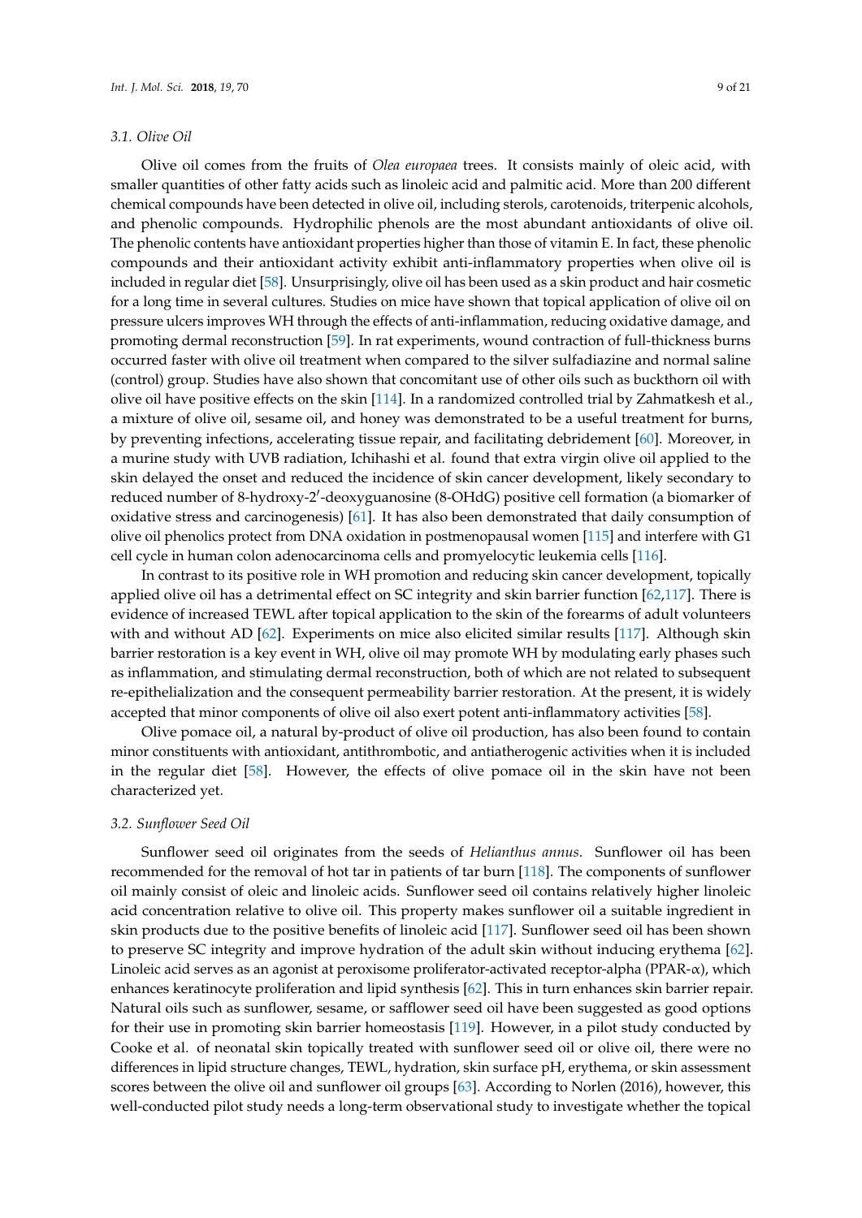### 3.1. Olive Oil

Olive oil comes from the fruits of *Olea europaea* trees. It consists mainly of oleic acid, with smaller quantities of other fatty acids such as linoleic acid and palmitic acid. More than 200 different chemical compounds have been detected in olive oil, including sterols, carotenoids, triterpenic alcohols, and phenolic compounds. Hydrophilic phenols are the most abundant antioxidants of olive oil. The phenolic contents have antioxidant properties higher than those of vitamin E. In fact, these phenolic compounds and their antioxidant activity exhibit anti-inflammatory properties when olive oil is included in regular diet [58]. Unsurprisingly, olive oil has been used as a skin product and hair cosmetic for a long time in several cultures. Studies on mice have shown that topical application of olive oil on pressure ulcers improves WH through the effects of anti-inflammation, reducing oxidative damage, and promoting dermal reconstruction [59]. In rat experiments, wound contraction of full-thickness burns occurred faster with olive oil treatment when compared to the silver sulfadiazine and normal saline (control) group. Studies have also shown that concomitant use of other oils such as buckthorn oil with olive oil have positive effects on the skin [114]. In a randomized controlled trial by Zahmatkesh et al., a mixture of olive oil, sesame oil, and honey was demonstrated to be a useful treatment for burns, by preventing infections, accelerating tissue repair, and facilitating debridement [60]. Moreover, in a murine study with UVB radiation, Ichihashi et al. found that extra virgin olive oil applied to the skin delayed the onset and reduced the incidence of skin cancer development, likely secondary to reduced number of 8-hydroxy-2′-deoxyguanosine (8-OHdG) positive cell formation (a biomarker of oxidative stress and carcinogenesis) [61]. It has also been demonstrated that daily consumption of olive oil phenolics protect from DNA oxidation in postmenopausal women [115] and interfere with G1 cell cycle in human colon adenocarcinoma cells and promyelocytic leukemia cells [116].

In contrast to its positive role in WH promotion and reducing skin cancer development, topically applied olive oil has a detrimental effect on SC integrity and skin barrier function [62,117]. There is evidence of increased TEWL after topical application to the skin of the forearms of adult volunteers with and without AD [62]. Experiments on mice also elicited similar results [117]. Although skin barrier restoration is a key event in WH, olive oil may promote WH by modulating early phases such as inflammation, and stimulating dermal reconstruction, both of which are not related to subsequent re-epithelialization and the consequent permeability barrier restoration. At the present, it is widely accepted that minor components of olive oil also exert potent anti-inflammatory activities [58].

Olive pomace oil, a natural by-product of olive oil production, has also been found to contain minor constituents with antioxidant, antithrombotic, and antiatherogenic activities when it is included in the regular diet [58]. However, the effects of olive pomace oil in the skin have not been characterized yet.

### 3.2. Sunflower Seed Oil

Sunflower seed oil originates from the seeds of *Helianthus annus*. Sunflower oil has been recommended for the removal of hot tar in patients of tar burn [118]. The components of sunflower oil mainly consist of oleic and linoleic acids. Sunflower seed oil contains relatively higher linoleic acid concentration relative to olive oil. This property makes sunflower oil a suitable ingredient in skin products due to the positive benefits of linoleic acid [117]. Sunflower seed oil has been shown to preserve SC integrity and improve hydration of the adult skin without inducing erythema [62]. Linoleic acid serves as an agonist at peroxisome proliferator-activated receptor-alpha (PPAR-α), which enhances keratinocyte proliferation and lipid synthesis [62]. This in turn enhances skin barrier repair. Natural oils such as sunflower, sesame, or safflower seed oil have been suggested as good options for their use in promoting skin barrier homeostasis [119]. However, in a pilot study conducted by Cooke et al. of neonatal skin topically treated with sunflower seed oil or olive oil, there were no differences in lipid structure changes, TEWL, hydration, skin surface pH, erythema, or skin assessment scores between the olive oil and sunflower oil groups [63]. According to Norlen (2016), however, this well-conducted pilot study needs a long-term observational study to investigate whether the topical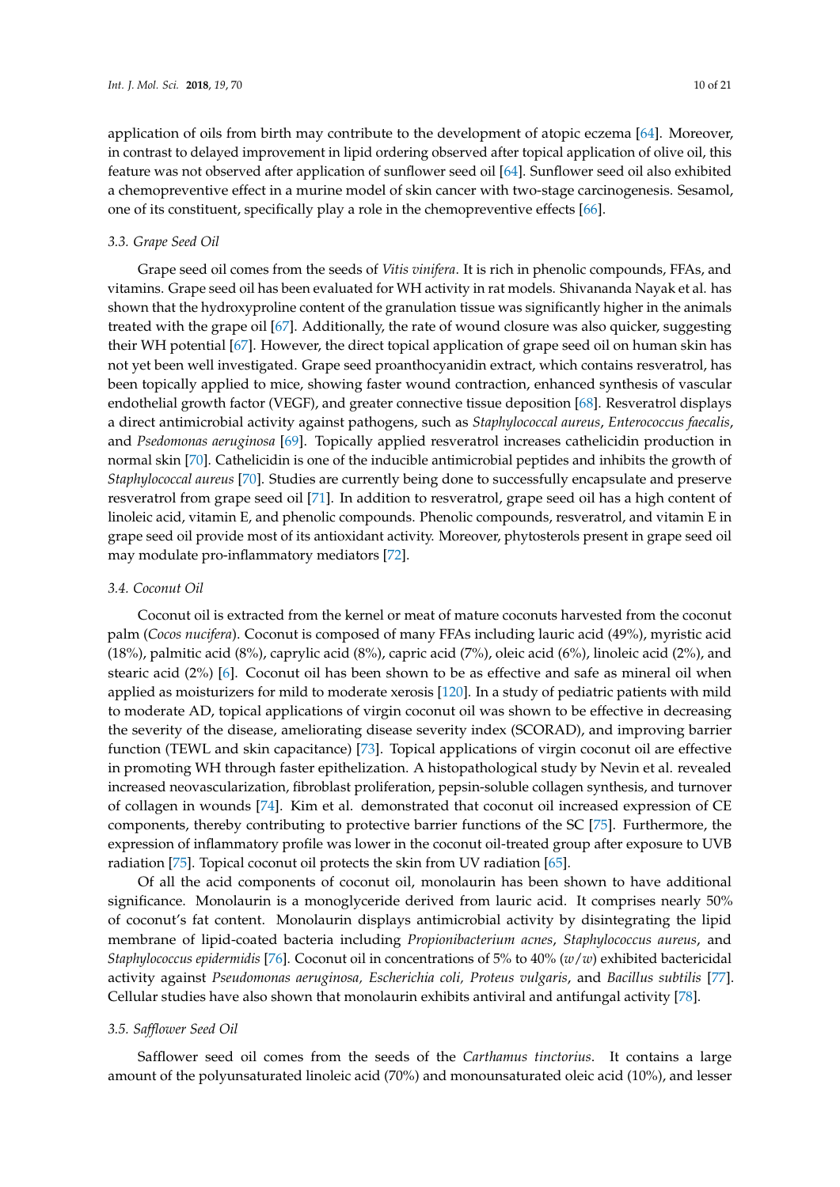application of oils from birth may contribute to the development of atopic eczema [64]. Moreover, in contrast to delayed improvement in lipid ordering observed after topical application of olive oil, this feature was not observed after application of sunflower seed oil [64]. Sunflower seed oil also exhibited a chemopreventive effect in a murine model of skin cancer with two-stage carcinogenesis. Sesamol, one of its constituent, specifically play a role in the chemopreventive effects [66].

### 3.3. Grape Seed Oil

Grape seed oil comes from the seeds of *Vitis vinifera*. It is rich in phenolic compounds, FFAs, and vitamins. Grape seed oil has been evaluated for WH activity in rat models. Shivananda Nayak et al. has shown that the hydroxyproline content of the granulation tissue was significantly higher in the animals treated with the grape oil [67]. Additionally, the rate of wound closure was also quicker, suggesting their WH potential [67]. However, the direct topical application of grape seed oil on human skin has not yet been well investigated. Grape seed proanthocyanidin extract, which contains resveratrol, has been topically applied to mice, showing faster wound contraction, enhanced synthesis of vascular endothelial growth factor (VEGF), and greater connective tissue deposition [68]. Resveratrol displays a direct antimicrobial activity against pathogens, such as *Staphylococcal aureus*, *Enterococcus faecalis*, and *Psedomonas aeruginosa* [69]. Topically applied resveratrol increases cathelicidin production in normal skin [70]. Cathelicidin is one of the inducible antimicrobial peptides and inhibits the growth of *Staphylococcal aureus* [70]. Studies are currently being done to successfully encapsulate and preserve resveratrol from grape seed oil [71]. In addition to resveratrol, grape seed oil has a high content of linoleic acid, vitamin E, and phenolic compounds. Phenolic compounds, resveratrol, and vitamin E in grape seed oil provide most of its antioxidant activity. Moreover, phytosterols present in grape seed oil may modulate pro-inflammatory mediators [72].

### 3.4. Coconut Oil

Coconut oil is extracted from the kernel or meat of mature coconuts harvested from the coconut palm (*Cocos nucifera*). Coconut is composed of many FFAs including lauric acid (49%), myristic acid (18%), palmitic acid (8%), caprylic acid (8%), capric acid (7%), oleic acid (6%), linoleic acid (2%), and stearic acid (2%) [6]. Coconut oil has been shown to be as effective and safe as mineral oil when applied as moisturizers for mild to moderate xerosis [120]. In a study of pediatric patients with mild to moderate AD, topical applications of virgin coconut oil was shown to be effective in decreasing the severity of the disease, ameliorating disease severity index (SCORAD), and improving barrier function (TEWL and skin capacitance) [73]. Topical applications of virgin coconut oil are effective in promoting WH through faster epithelization. A histopathological study by Nevin et al. revealed increased neovascularization, fibroblast proliferation, pepsin-soluble collagen synthesis, and turnover of collagen in wounds [74]. Kim et al. demonstrated that coconut oil increased expression of CE components, thereby contributing to protective barrier functions of the SC [75]. Furthermore, the expression of inflammatory profile was lower in the coconut oil-treated group after exposure to UVB radiation [75]. Topical coconut oil protects the skin from UV radiation [65].

Of all the acid components of coconut oil, monolaurin has been shown to have additional significance. Monolaurin is a monoglyceride derived from lauric acid. It comprises nearly 50% of coconut's fat content. Monolaurin displays antimicrobial activity by disintegrating the lipid membrane of lipid-coated bacteria including *Propionibacterium acnes*, *Staphylococcus aureus*, and *Staphylococcus epidermidis* [76]. Coconut oil in concentrations of 5% to 40% (*w*/*w*) exhibited bactericidal activity against *Pseudomonas aeruginosa, Escherichia coli, Proteus vulgaris*, and *Bacillus subtilis* [77]. Cellular studies have also shown that monolaurin exhibits antiviral and antifungal activity [78].

### 3.5. Safflower Seed Oil

Safflower seed oil comes from the seeds of the *Carthamus tinctorius*. It contains a large amount of the polyunsaturated linoleic acid (70%) and monounsaturated oleic acid (10%), and lesser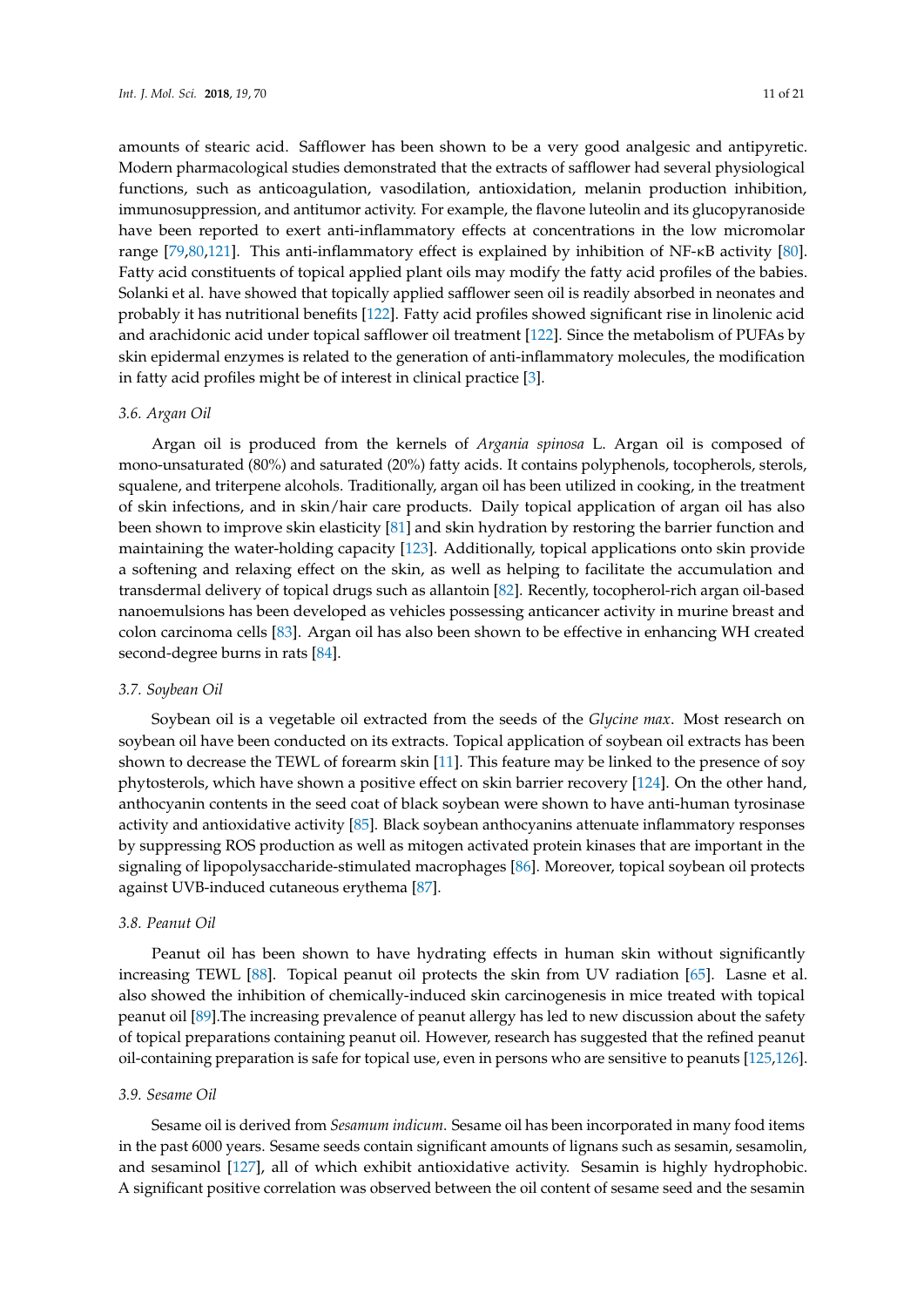amounts of stearic acid. Safflower has been shown to be a very good analgesic and antipyretic. Modern pharmacological studies demonstrated that the extracts of safflower had several physiological functions, such as anticoagulation, vasodilation, antioxidation, melanin production inhibition, immunosuppression, and antitumor activity. For example, the flavone luteolin and its glucopyranoside have been reported to exert anti-inflammatory effects at concentrations in the low micromolar range [79,80,121]. This anti-inflammatory effect is explained by inhibition of NF-κB activity [80]. Fatty acid constituents of topical applied plant oils may modify the fatty acid profiles of the babies. Solanki et al. have showed that topically applied safflower seen oil is readily absorbed in neonates and probably it has nutritional benefits [122]. Fatty acid profiles showed significant rise in linolenic acid and arachidonic acid under topical safflower oil treatment [122]. Since the metabolism of PUFAs by skin epidermal enzymes is related to the generation of anti-inflammatory molecules, the modification in fatty acid profiles might be of interest in clinical practice [3].

### 3.6. Argan Oil

Argan oil is produced from the kernels of *Argania spinosa* L. Argan oil is composed of mono-unsaturated (80%) and saturated (20%) fatty acids. It contains polyphenols, tocopherols, sterols, squalene, and triterpene alcohols. Traditionally, argan oil has been utilized in cooking, in the treatment of skin infections, and in skin/hair care products. Daily topical application of argan oil has also been shown to improve skin elasticity [81] and skin hydration by restoring the barrier function and maintaining the water-holding capacity [123]. Additionally, topical applications onto skin provide a softening and relaxing effect on the skin, as well as helping to facilitate the accumulation and transdermal delivery of topical drugs such as allantoin [82]. Recently, tocopherol-rich argan oil-based nanoemulsions has been developed as vehicles possessing anticancer activity in murine breast and colon carcinoma cells [83]. Argan oil has also been shown to be effective in enhancing WH created second-degree burns in rats [84].

### 3.7. Soybean Oil

Soybean oil is a vegetable oil extracted from the seeds of the *Glycine max*. Most research on soybean oil have been conducted on its extracts. Topical application of soybean oil extracts has been shown to decrease the TEWL of forearm skin [11]. This feature may be linked to the presence of soy phytosterols, which have shown a positive effect on skin barrier recovery [124]. On the other hand, anthocyanin contents in the seed coat of black soybean were shown to have anti-human tyrosinase activity and antioxidative activity [85]. Black soybean anthocyanins attenuate inflammatory responses by suppressing ROS production as well as mitogen activated protein kinases that are important in the signaling of lipopolysaccharide-stimulated macrophages [86]. Moreover, topical soybean oil protects against UVB-induced cutaneous erythema [87].

### 3.8. Peanut Oil

Peanut oil has been shown to have hydrating effects in human skin without significantly increasing TEWL [88]. Topical peanut oil protects the skin from UV radiation [65]. Lasne et al. also showed the inhibition of chemically-induced skin carcinogenesis in mice treated with topical peanut oil [89].The increasing prevalence of peanut allergy has led to new discussion about the safety of topical preparations containing peanut oil. However, research has suggested that the refined peanut oil-containing preparation is safe for topical use, even in persons who are sensitive to peanuts [125,126].

### 3.9. Sesame Oil

Sesame oil is derived from *Sesamum indicum*. Sesame oil has been incorporated in many food items in the past 6000 years. Sesame seeds contain significant amounts of lignans such as sesamin, sesamolin, and sesaminol [127], all of which exhibit antioxidative activity. Sesamin is highly hydrophobic. A significant positive correlation was observed between the oil content of sesame seed and the sesamin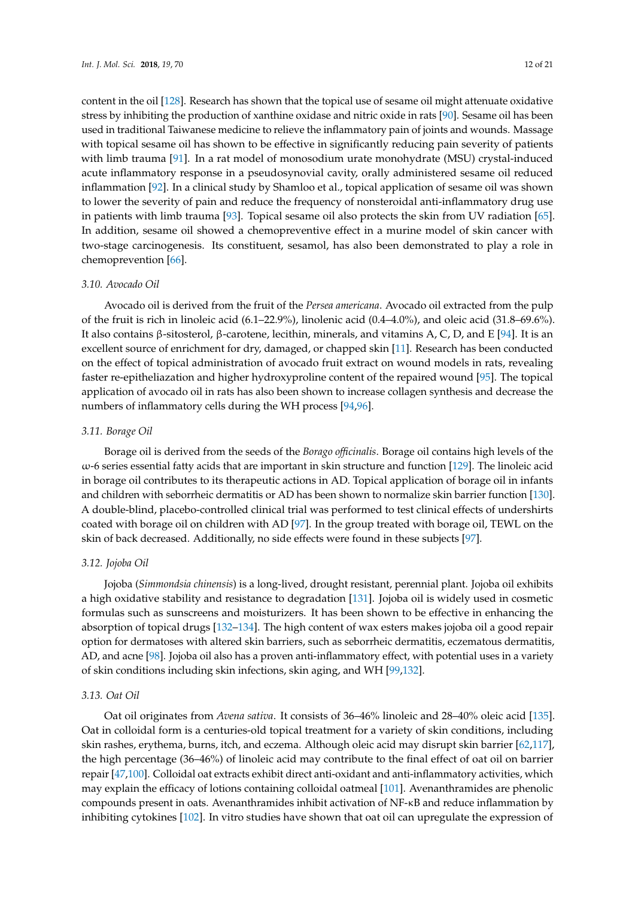content in the oil [128]. Research has shown that the topical use of sesame oil might attenuate oxidative stress by inhibiting the production of xanthine oxidase and nitric oxide in rats [90]. Sesame oil has been used in traditional Taiwanese medicine to relieve the inflammatory pain of joints and wounds. Massage with topical sesame oil has shown to be effective in significantly reducing pain severity of patients with limb trauma [91]. In a rat model of monosodium urate monohydrate (MSU) crystal-induced acute inflammatory response in a pseudosynovial cavity, orally administered sesame oil reduced inflammation [92]. In a clinical study by Shamloo et al., topical application of sesame oil was shown to lower the severity of pain and reduce the frequency of nonsteroidal anti-inflammatory drug use in patients with limb trauma [93]. Topical sesame oil also protects the skin from UV radiation [65]. In addition, sesame oil showed a chemopreventive effect in a murine model of skin cancer with two-stage carcinogenesis. Its constituent, sesamol, has also been demonstrated to play a role in chemoprevention [66].

### 3.10. Avocado Oil

Avocado oil is derived from the fruit of the *Persea americana*. Avocado oil extracted from the pulp of the fruit is rich in linoleic acid (6.1–22.9%), linolenic acid (0.4–4.0%), and oleic acid (31.8–69.6%). It also contains β-sitosterol, β-carotene, lecithin, minerals, and vitamins A, C, D, and E [94]. It is an excellent source of enrichment for dry, damaged, or chapped skin [11]. Research has been conducted on the effect of topical administration of avocado fruit extract on wound models in rats, revealing faster re-epitheliazation and higher hydroxyproline content of the repaired wound [95]. The topical application of avocado oil in rats has also been shown to increase collagen synthesis and decrease the numbers of inflammatory cells during the WH process [94,96].

### 3.11. Borage Oil

Borage oil is derived from the seeds of the *Borago officinalis*. Borage oil contains high levels of the ω-6 series essential fatty acids that are important in skin structure and function [129]. The linoleic acid in borage oil contributes to its therapeutic actions in AD. Topical application of borage oil in infants and children with seborrheic dermatitis or AD has been shown to normalize skin barrier function [130]. A double-blind, placebo-controlled clinical trial was performed to test clinical effects of undershirts coated with borage oil on children with AD [97]. In the group treated with borage oil, TEWL on the skin of back decreased. Additionally, no side effects were found in these subjects [97].

### 3.12. Jojoba Oil

Jojoba (*Simmondsia chinensis*) is a long-lived, drought resistant, perennial plant. Jojoba oil exhibits a high oxidative stability and resistance to degradation [131]. Jojoba oil is widely used in cosmetic formulas such as sunscreens and moisturizers. It has been shown to be effective in enhancing the absorption of topical drugs [132–134]. The high content of wax esters makes jojoba oil a good repair option for dermatoses with altered skin barriers, such as seborrheic dermatitis, eczematous dermatitis, AD, and acne [98]. Jojoba oil also has a proven anti-inflammatory effect, with potential uses in a variety of skin conditions including skin infections, skin aging, and WH [99,132].

### 3.13. Oat Oil

Oat oil originates from *Avena sativa*. It consists of 36–46% linoleic and 28–40% oleic acid [135]. Oat in colloidal form is a centuries-old topical treatment for a variety of skin conditions, including skin rashes, erythema, burns, itch, and eczema. Although oleic acid may disrupt skin barrier [62,117], the high percentage (36–46%) of linoleic acid may contribute to the final effect of oat oil on barrier repair [47,100]. Colloidal oat extracts exhibit direct anti-oxidant and anti-inflammatory activities, which may explain the efficacy of lotions containing colloidal oatmeal [101]. Avenanthramides are phenolic compounds present in oats. Avenanthramides inhibit activation of NF-κB and reduce inflammation by inhibiting cytokines [102]. In vitro studies have shown that oat oil can upregulate the expression of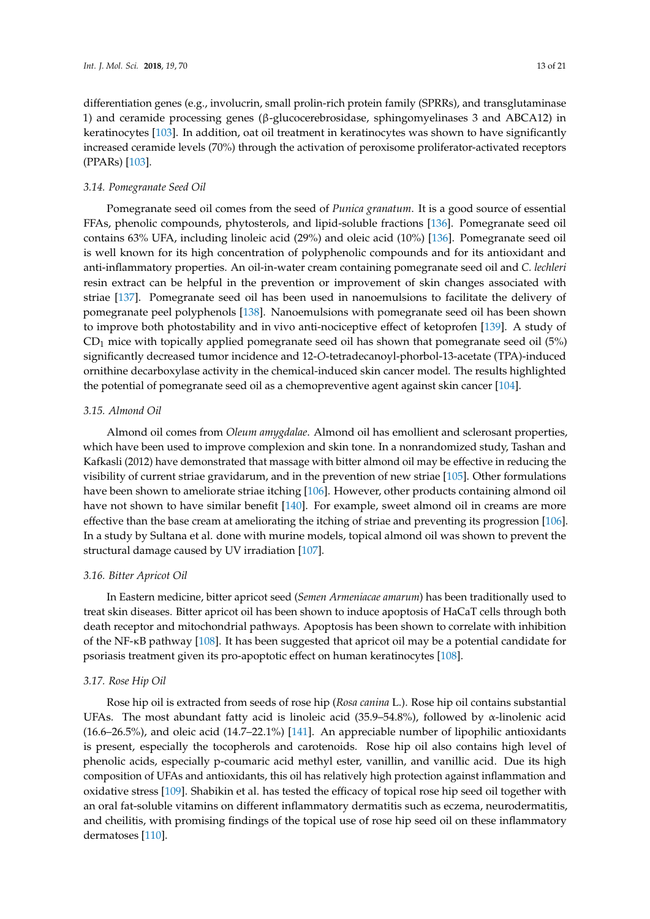differentiation genes (e.g., involucrin, small prolin-rich protein family (SPRRs), and transglutaminase 1) and ceramide processing genes (β-glucocerebrosidase, sphingomyelinases 3 and ABCA12) in keratinocytes [103]. In addition, oat oil treatment in keratinocytes was shown to have significantly increased ceramide levels (70%) through the activation of peroxisome proliferator-activated receptors (PPARs) [103].

### 3.14. Pomegranate Seed Oil

Pomegranate seed oil comes from the seed of *Punica granatum*. It is a good source of essential FFAs, phenolic compounds, phytosterols, and lipid-soluble fractions [136]. Pomegranate seed oil contains 63% UFA, including linoleic acid (29%) and oleic acid (10%) [136]. Pomegranate seed oil is well known for its high concentration of polyphenolic compounds and for its antioxidant and anti-inflammatory properties. An oil-in-water cream containing pomegranate seed oil and *C. lechleri* resin extract can be helpful in the prevention or improvement of skin changes associated with striae [137]. Pomegranate seed oil has been used in nanoemulsions to facilitate the delivery of pomegranate peel polyphenols [138]. Nanoemulsions with pomegranate seed oil has been shown to improve both photostability and in vivo anti-nociceptive effect of ketoprofen [139]. A study of $CD_1$ mice with topically applied pomegranate seed oil has shown that pomegranate seed oil (5%) significantly decreased tumor incidence and 12-*O*-tetradecanoyl-phorbol-13-acetate (TPA)-induced ornithine decarboxylase activity in the chemical-induced skin cancer model. The results highlighted the potential of pomegranate seed oil as a chemopreventive agent against skin cancer [104].

### 3.15. Almond Oil

Almond oil comes from *Oleum amygdalae*. Almond oil has emollient and sclerosant properties, which have been used to improve complexion and skin tone. In a nonrandomized study, Tashan and Kafkasli (2012) have demonstrated that massage with bitter almond oil may be effective in reducing the visibility of current striae gravidarum, and in the prevention of new striae [105]. Other formulations have been shown to ameliorate striae itching [106]. However, other products containing almond oil have not shown to have similar benefit [140]. For example, sweet almond oil in creams are more effective than the base cream at ameliorating the itching of striae and preventing its progression [106]. In a study by Sultana et al. done with murine models, topical almond oil was shown to prevent the structural damage caused by UV irradiation [107].

### 3.16. Bitter Apricot Oil

In Eastern medicine, bitter apricot seed (*Semen Armeniacae amarum*) has been traditionally used to treat skin diseases. Bitter apricot oil has been shown to induce apoptosis of HaCaT cells through both death receptor and mitochondrial pathways. Apoptosis has been shown to correlate with inhibition of the NF-κB pathway [108]. It has been suggested that apricot oil may be a potential candidate for psoriasis treatment given its pro-apoptotic effect on human keratinocytes [108].

### 3.17. Rose Hip Oil

Rose hip oil is extracted from seeds of rose hip (*Rosa canina* L.). Rose hip oil contains substantial UFAs. The most abundant fatty acid is linoleic acid (35.9–54.8%), followed by α-linolenic acid (16.6–26.5%), and oleic acid (14.7–22.1%) [141]. An appreciable number of lipophilic antioxidants is present, especially the tocopherols and carotenoids. Rose hip oil also contains high level of phenolic acids, especially p-coumaric acid methyl ester, vanillin, and vanillic acid. Due its high composition of UFAs and antioxidants, this oil has relatively high protection against inflammation and oxidative stress [109]. Shabikin et al. has tested the efficacy of topical rose hip seed oil together with an oral fat-soluble vitamins on different inflammatory dermatitis such as eczema, neurodermatitis, and cheilitis, with promising findings of the topical use of rose hip seed oil on these inflammatory dermatoses [110].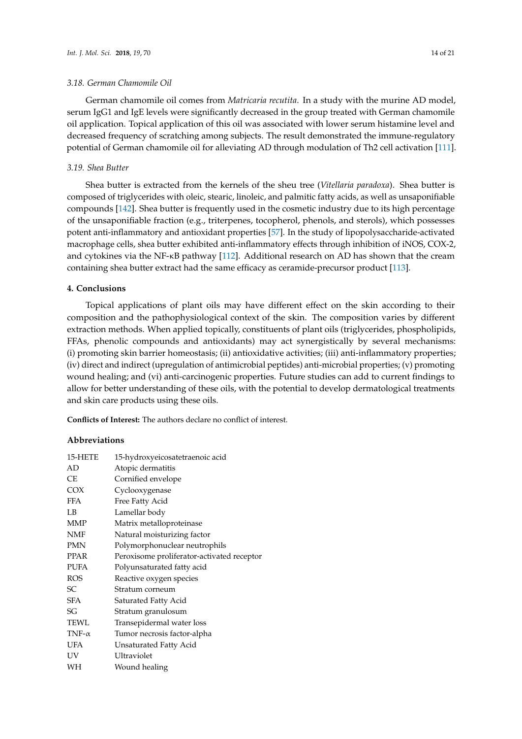### 3.18. German Chamomile Oil

German chamomile oil comes from *Matricaria recutita*. In a study with the murine AD model, serum IgG1 and IgE levels were significantly decreased in the group treated with German chamomile oil application. Topical application of this oil was associated with lower serum histamine level and decreased frequency of scratching among subjects. The result demonstrated the immune-regulatory potential of German chamomile oil for alleviating AD through modulation of Th2 cell activation [111].

### 3.19. Shea Butter

Shea butter is extracted from the kernels of the sheu tree (*Vitellaria paradoxa*). Shea butter is composed of triglycerides with oleic, stearic, linoleic, and palmitic fatty acids, as well as unsaponifiable compounds [142]. Shea butter is frequently used in the cosmetic industry due to its high percentage of the unsaponifiable fraction (e.g., triterpenes, tocopherol, phenols, and sterols), which possesses potent anti-inflammatory and antioxidant properties [57]. In the study of lipopolysaccharide-activated macrophage cells, shea butter exhibited anti-inflammatory effects through inhibition of iNOS, COX-2, and cytokines via the NF-κB pathway [112]. Additional research on AD has shown that the cream containing shea butter extract had the same efficacy as ceramide-precursor product [113].

## 4. Conclusions

Topical applications of plant oils may have different effect on the skin according to their composition and the pathophysiological context of the skin. The composition varies by different extraction methods. When applied topically, constituents of plant oils (triglycerides, phospholipids, FFAs, phenolic compounds and antioxidants) may act synergistically by several mechanisms: (i) promoting skin barrier homeostasis; (ii) antioxidative activities; (iii) anti-inflammatory properties; (iv) direct and indirect (upregulation of antimicrobial peptides) anti-microbial properties; (v) promoting wound healing; and (vi) anti-carcinogenic properties. Future studies can add to current findings to allow for better understanding of these oils, with the potential to develop dermatological treatments and skin care products using these oils.

**Conflicts of Interest:** The authors declare no conflict of interest.

## Abbreviations

| | |
|---|---|
| 15-HETE | 15-hydroxyeicosatetraenoic acid |
| AD | Atopic dermatitis |
| CE | Cornified envelope |
| COX | Cyclooxygenase |
| FFA | Free Fatty Acid |
| LB | Lamellar body |
| MMP | Matrix metalloproteinase |
| NMF | Natural moisturizing factor |
| PMN | Polymorphonuclear neutrophils |
| PPAR | Peroxisome proliferator-activated receptor |
| PUFA | Polyunsaturated fatty acid |
| ROS | Reactive oxygen species |
| SC | Stratum corneum |
| SFA | Saturated Fatty Acid |
| SG | Stratum granulosum |
| TEWL | Transepidermal water loss |
| TNF-α | Tumor necrosis factor-alpha |
| UFA | Unsaturated Fatty Acid |
| UV | Ultraviolet |
| WH | Wound healing |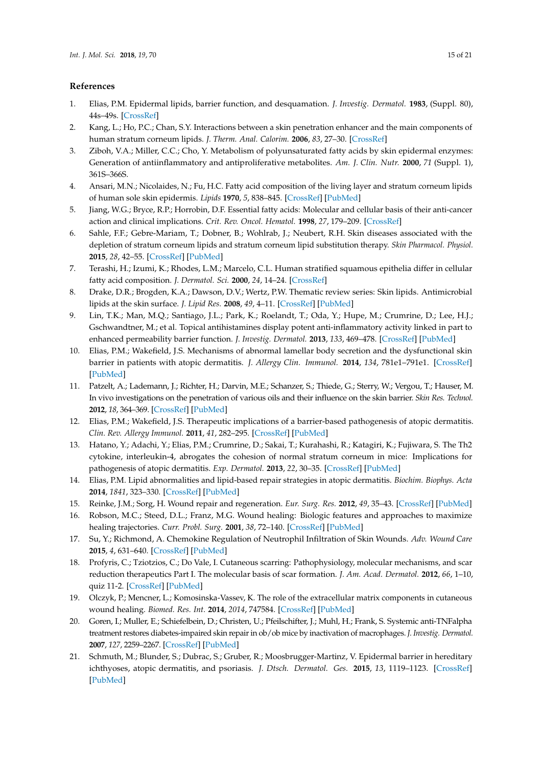## References

1. Elias, P.M. Epidermal lipids, barrier function, and desquamation. *J. Investig. Dermatol.* **1983**, (Suppl. 80), 44s–49s. [CrossRef]
2. Kang, L.; Ho, P.C.; Chan, S.Y. Interactions between a skin penetration enhancer and the main components of human stratum corneum lipids. *J. Therm. Anal. Calorim.* **2006**, *83*, 27–30. [CrossRef]
3. Ziboh, V.A.; Miller, C.C.; Cho, Y. Metabolism of polyunsaturated fatty acids by skin epidermal enzymes: Generation of antiinflammatory and antiproliferative metabolites. *Am. J. Clin. Nutr.* **2000**, *71* (Suppl. 1), 361S–366S.
4. Ansari, M.N.; Nicolaides, N.; Fu, H.C. Fatty acid composition of the living layer and stratum corneum lipids of human sole skin epidermis. *Lipids* **1970**, *5*, 838–845. [CrossRef] [PubMed]
5. Jiang, W.G.; Bryce, R.P.; Horrobin, D.F. Essential fatty acids: Molecular and cellular basis of their anti-cancer action and clinical implications. *Crit. Rev. Oncol. Hematol.* **1998**, *27*, 179–209. [CrossRef]
6. Sahle, F.F.; Gebre-Mariam, T.; Dobner, B.; Wohlrab, J.; Neubert, R.H. Skin diseases associated with the depletion of stratum corneum lipids and stratum corneum lipid substitution therapy. *Skin Pharmacol. Physiol.* **2015**, *28*, 42–55. [CrossRef] [PubMed]
7. Terashi, H.; Izumi, K.; Rhodes, L.M.; Marcelo, C.L. Human stratified squamous epithelia differ in cellular fatty acid composition. *J. Dermatol. Sci.* **2000**, *24*, 14–24. [CrossRef]
8. Drake, D.R.; Brogden, K.A.; Dawson, D.V.; Wertz, P.W. Thematic review series: Skin lipids. Antimicrobial lipids at the skin surface. *J. Lipid Res.* **2008**, *49*, 4–11. [CrossRef] [PubMed]
9. Lin, T.K.; Man, M.Q.; Santiago, J.L.; Park, K.; Roelandt, T.; Oda, Y.; Hupe, M.; Crumrine, D.; Lee, H.J.; Gschwandtner, M.; et al. Topical antihistamines display potent anti-inflammatory activity linked in part to enhanced permeability barrier function. *J. Investig. Dermatol.* **2013**, *133*, 469–478. [CrossRef] [PubMed]
10. Elias, P.M.; Wakefield, J.S. Mechanisms of abnormal lamellar body secretion and the dysfunctional skin barrier in patients with atopic dermatitis. *J. Allergy Clin. Immunol.* **2014**, *134*, 781e1–791e1. [CrossRef] [PubMed]
11. Patzelt, A.; Lademann, J.; Richter, H.; Darvin, M.E.; Schanzer, S.; Thiede, G.; Sterry, W.; Vergou, T.; Hauser, M. In vivo investigations on the penetration of various oils and their influence on the skin barrier. *Skin Res. Technol.* **2012**, *18*, 364–369. [CrossRef] [PubMed]
12. Elias, P.M.; Wakefield, J.S. Therapeutic implications of a barrier-based pathogenesis of atopic dermatitis. *Clin. Rev. Allergy Immunol.* **2011**, *41*, 282–295. [CrossRef] [PubMed]
13. Hatano, Y.; Adachi, Y.; Elias, P.M.; Crumrine, D.; Sakai, T.; Kurahashi, R.; Katagiri, K.; Fujiwara, S. The Th2 cytokine, interleukin-4, abrogates the cohesion of normal stratum corneum in mice: Implications for pathogenesis of atopic dermatitis. *Exp. Dermatol.* **2013**, *22*, 30–35. [CrossRef] [PubMed]
14. Elias, P.M. Lipid abnormalities and lipid-based repair strategies in atopic dermatitis. *Biochim. Biophys. Acta* **2014**, *1841*, 323–330. [CrossRef] [PubMed]
15. Reinke, J.M.; Sorg, H. Wound repair and regeneration. *Eur. Surg. Res.* **2012**, *49*, 35–43. [CrossRef] [PubMed]
16. Robson, M.C.; Steed, D.L.; Franz, M.G. Wound healing: Biologic features and approaches to maximize healing trajectories. *Curr. Probl. Surg.* **2001**, *38*, 72–140. [CrossRef] [PubMed]
17. Su, Y.; Richmond, A. Chemokine Regulation of Neutrophil Infiltration of Skin Wounds. *Adv. Wound Care* **2015**, *4*, 631–640. [CrossRef] [PubMed]
18. Profyris, C.; Tziotzios, C.; Do Vale, I. Cutaneous scarring: Pathophysiology, molecular mechanisms, and scar reduction therapeutics Part I. The molecular basis of scar formation. *J. Am. Acad. Dermatol.* **2012**, *66*, 1–10, quiz 11-2. [CrossRef] [PubMed]
19. Olczyk, P.; Mencner, L.; Komosinska-Vassev, K. The role of the extracellular matrix components in cutaneous wound healing. *Biomed. Res. Int.* **2014**, *2014*, 747584. [CrossRef] [PubMed]
20. Goren, I.; Muller, E.; Schiefelbein, D.; Christen, U.; Pfeilschifter, J.; Muhl, H.; Frank, S. Systemic anti-TNFalpha treatment restores diabetes-impaired skin repair in ob/ob mice by inactivation of macrophages. *J. Investig. Dermatol.* **2007**, *127*, 2259–2267. [CrossRef] [PubMed]
21. Schmuth, M.; Blunder, S.; Dubrac, S.; Gruber, R.; Moosbrugger-Martinz, V. Epidermal barrier in hereditary ichthyoses, atopic dermatitis, and psoriasis. *J. Dtsch. Dermatol. Ges.* **2015**, *13*, 1119–1123. [CrossRef] [PubMed]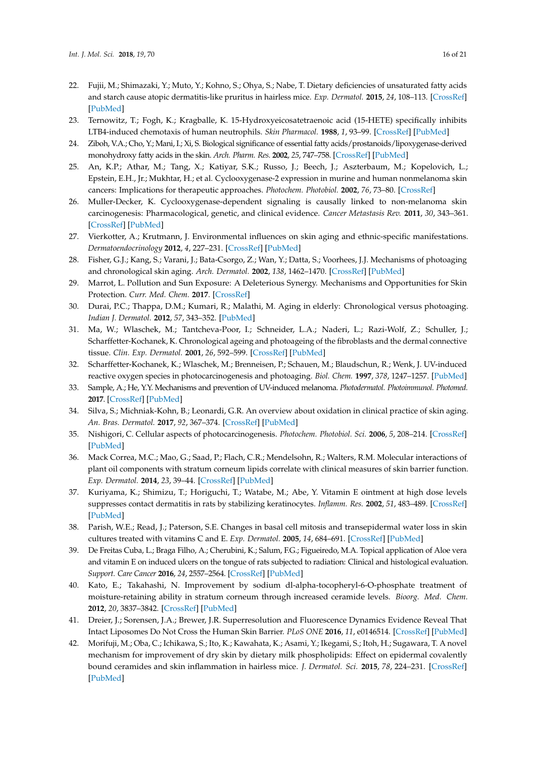22. Fujii, M.; Shimazaki, Y.; Muto, Y.; Kohno, S.; Ohya, S.; Nabe, T. Dietary deficiencies of unsaturated fatty acids and starch cause atopic dermatitis-like pruritus in hairless mice. *Exp. Dermatol.* **2015**, *24*, 108–113. [CrossRef] [PubMed]
23. Ternowitz, T.; Fogh, K.; Kragballe, K. 15-Hydroxyeicosatetraenoic acid (15-HETE) specifically inhibits LTB4-induced chemotaxis of human neutrophils. *Skin Pharmacol.* **1988**, *1*, 93–99. [CrossRef] [PubMed]
24. Ziboh, V.A.; Cho, Y.; Mani, I.; Xi, S. Biological significance of essential fatty acids/prostanoids/lipoxygenase-derived monohydroxy fatty acids in the skin. *Arch. Pharm. Res.* **2002**, *25*, 747–758. [CrossRef] [PubMed]
25. An, K.P.; Athar, M.; Tang, X.; Katiyar, S.K.; Russo, J.; Beech, J.; Aszterbaum, M.; Kopelovich, L.; Epstein, E.H., Jr.; Mukhtar, H.; et al. Cyclooxygenase-2 expression in murine and human nonmelanoma skin cancers: Implications for therapeutic approaches. *Photochem. Photobiol.* **2002**, *76*, 73–80. [CrossRef]
26. Muller-Decker, K. Cyclooxygenase-dependent signaling is causally linked to non-melanoma skin carcinogenesis: Pharmacological, genetic, and clinical evidence. *Cancer Metastasis Rev.* **2011**, *30*, 343–361. [CrossRef] [PubMed]
27. Vierkotter, A.; Krutmann, J. Environmental influences on skin aging and ethnic-specific manifestations. *Dermatoendocrinology* **2012**, *4*, 227–231. [CrossRef] [PubMed]
28. Fisher, G.J.; Kang, S.; Varani, J.; Bata-Csorgo, Z.; Wan, Y.; Datta, S.; Voorhees, J.J. Mechanisms of photoaging and chronological skin aging. *Arch. Dermatol.* **2002**, *138*, 1462–1470. [CrossRef] [PubMed]
29. Marrot, L. Pollution and Sun Exposure: A Deleterious Synergy. Mechanisms and Opportunities for Skin Protection. *Curr. Med. Chem.* **2017**. [CrossRef]
30. Durai, P.C.; Thappa, D.M.; Kumari, R.; Malathi, M. Aging in elderly: Chronological versus photoaging. *Indian J. Dermatol.* **2012**, *57*, 343–352. [PubMed]
31. Ma, W.; Wlaschek, M.; Tantcheva-Poor, I.; Schneider, L.A.; Naderi, L.; Razi-Wolf, Z.; Schuller, J.; Scharffetter-Kochanek, K. Chronological ageing and photoageing of the fibroblasts and the dermal connective tissue. *Clin. Exp. Dermatol.* **2001**, *26*, 592–599. [CrossRef] [PubMed]
32. Scharffetter-Kochanek, K.; Wlaschek, M.; Brenneisen, P.; Schauen, M.; Blaudschun, R.; Wenk, J. UV-induced reactive oxygen species in photocarcinogenesis and photoaging. *Biol. Chem.* **1997**, *378*, 1247–1257. [PubMed]
33. Sample, A.; He, Y.Y. Mechanisms and prevention of UV-induced melanoma. *Photodermatol. Photoimmunol. Photomed.* **2017**. [CrossRef] [PubMed]
34. Silva, S.; Michniak-Kohn, B.; Leonardi, G.R. An overview about oxidation in clinical practice of skin aging. *An. Bras. Dermatol.* **2017**, *92*, 367–374. [CrossRef] [PubMed]
35. Nishigori, C. Cellular aspects of photocarcinogenesis. *Photochem. Photobiol. Sci.* **2006**, *5*, 208–214. [CrossRef] [PubMed]
36. Mack Correa, M.C.; Mao, G.; Saad, P.; Flach, C.R.; Mendelsohn, R.; Walters, R.M. Molecular interactions of plant oil components with stratum corneum lipids correlate with clinical measures of skin barrier function. *Exp. Dermatol.* **2014**, *23*, 39–44. [CrossRef] [PubMed]
37. Kuriyama, K.; Shimizu, T.; Horiguchi, T.; Watabe, M.; Abe, Y. Vitamin E ointment at high dose levels suppresses contact dermatitis in rats by stabilizing keratinocytes. *Inflamm. Res.* **2002**, *51*, 483–489. [CrossRef] [PubMed]
38. Parish, W.E.; Read, J.; Paterson, S.E. Changes in basal cell mitosis and transepidermal water loss in skin cultures treated with vitamins C and E. *Exp. Dermatol.* **2005**, *14*, 684–691. [CrossRef] [PubMed]
39. De Freitas Cuba, L.; Braga Filho, A.; Cherubini, K.; Salum, F.G.; Figueiredo, M.A. Topical application of Aloe vera and vitamin E on induced ulcers on the tongue of rats subjected to radiation: Clinical and histological evaluation. *Support. Care Cancer* **2016**, *24*, 2557–2564. [CrossRef] [PubMed]
40. Kato, E.; Takahashi, N. Improvement by sodium dl-alpha-tocopheryl-6-O-phosphate treatment of moisture-retaining ability in stratum corneum through increased ceramide levels. *Bioorg. Med. Chem.* **2012**, *20*, 3837–3842. [CrossRef] [PubMed]
41. Dreier, J.; Sorensen, J.A.; Brewer, J.R. Superresolution and Fluorescence Dynamics Evidence Reveal That Intact Liposomes Do Not Cross the Human Skin Barrier. *PLoS ONE* **2016**, *11*, e0146514. [CrossRef] [PubMed]
42. Morifuji, M.; Oba, C.; Ichikawa, S.; Ito, K.; Kawahata, K.; Asami, Y.; Ikegami, S.; Itoh, H.; Sugawara, T. A novel mechanism for improvement of dry skin by dietary milk phospholipids: Effect on epidermal covalently bound ceramides and skin inflammation in hairless mice. *J. Dermatol. Sci.* **2015**, *78*, 224–231. [CrossRef] [PubMed]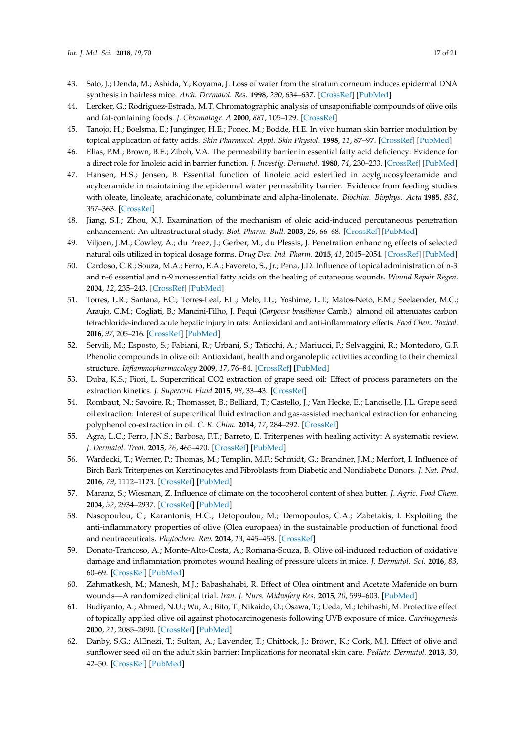43. Sato, J.; Denda, M.; Ashida, Y.; Koyama, J. Loss of water from the stratum corneum induces epidermal DNA synthesis in hairless mice. *Arch. Dermatol. Res.* **1998**, *290*, 634–637. [CrossRef] [PubMed]
44. Lercker, G.; Rodriguez-Estrada, M.T. Chromatographic analysis of unsaponifiable compounds of olive oils and fat-containing foods. *J. Chromatogr. A* **2000**, *881*, 105–129. [CrossRef]
45. Tanojo, H.; Boelsma, E.; Junginger, H.E.; Ponec, M.; Bodde, H.E. In vivo human skin barrier modulation by topical application of fatty acids. *Skin Pharmacol. Appl. Skin Physiol.* **1998**, *11*, 87–97. [CrossRef] [PubMed]
46. Elias, P.M.; Brown, B.E.; Ziboh, V.A. The permeability barrier in essential fatty acid deficiency: Evidence for a direct role for linoleic acid in barrier function. *J. Investig. Dermatol.* **1980**, *74*, 230–233. [CrossRef] [PubMed]
47. Hansen, H.S.; Jensen, B. Essential function of linoleic acid esterified in acylglucosylceramide and acylceramide in maintaining the epidermal water permeability barrier. Evidence from feeding studies with oleate, linoleate, arachidonate, columbinate and alpha-linolenate. *Biochim. Biophys. Acta* **1985**, *834*, 357–363. [CrossRef]
48. Jiang, S.J.; Zhou, X.J. Examination of the mechanism of oleic acid-induced percutaneous penetration enhancement: An ultrastructural study. *Biol. Pharm. Bull.* **2003**, *26*, 66–68. [CrossRef] [PubMed]
49. Viljoen, J.M.; Cowley, A.; du Preez, J.; Gerber, M.; du Plessis, J. Penetration enhancing effects of selected natural oils utilized in topical dosage forms. *Drug Dev. Ind. Pharm.* **2015**, *41*, 2045–2054. [CrossRef] [PubMed]
50. Cardoso, C.R.; Souza, M.A.; Ferro, E.A.; Favoreto, S., Jr.; Pena, J.D. Influence of topical administration of n-3 and n-6 essential and n-9 nonessential fatty acids on the healing of cutaneous wounds. *Wound Repair Regen.* **2004**, *12*, 235–243. [CrossRef] [PubMed]
51. Torres, L.R.; Santana, F.C.; Torres-Leal, F.L.; Melo, I.L.; Yoshime, L.T.; Matos-Neto, E.M.; Seelaender, M.C.; Araujo, C.M.; Cogliati, B.; Mancini-Filho, J. Pequi (*Caryocar brasiliense* Camb.) almond oil attenuates carbon tetrachloride-induced acute hepatic injury in rats: Antioxidant and anti-inflammatory effects. *Food Chem. Toxicol.* **2016**, *97*, 205–216. [CrossRef] [PubMed]
52. Servili, M.; Esposto, S.; Fabiani, R.; Urbani, S.; Taticchi, A.; Mariucci, F.; Selvaggini, R.; Montedoro, G.F. Phenolic compounds in olive oil: Antioxidant, health and organoleptic activities according to their chemical structure. *Inflammopharmacology* **2009**, *17*, 76–84. [CrossRef] [PubMed]
53. Duba, K.S.; Fiori, L. Supercritical CO2 extraction of grape seed oil: Effect of process parameters on the extraction kinetics. *J. Supercrit. Fluid* **2015**, *98*, 33–43. [CrossRef]
54. Rombaut, N.; Savoire, R.; Thomasset, B.; Belliard, T.; Castello, J.; Van Hecke, E.; Lanoiselle, J.L. Grape seed oil extraction: Interest of supercritical fluid extraction and gas-assisted mechanical extraction for enhancing polyphenol co-extraction in oil. *C. R. Chim.* **2014**, *17*, 284–292. [CrossRef]
55. Agra, L.C.; Ferro, J.N.S.; Barbosa, F.T.; Barreto, E. Triterpenes with healing activity: A systematic review. *J. Dermatol. Treat.* **2015**, *26*, 465–470. [CrossRef] [PubMed]
56. Wardecki, T.; Werner, P.; Thomas, M.; Templin, M.F.; Schmidt, G.; Brandner, J.M.; Merfort, I. Influence of Birch Bark Triterpenes on Keratinocytes and Fibroblasts from Diabetic and Nondiabetic Donors. *J. Nat. Prod.* **2016**, *79*, 1112–1123. [CrossRef] [PubMed]
57. Maranz, S.; Wiesman, Z. Influence of climate on the tocopherol content of shea butter. *J. Agric. Food Chem.* **2004**, *52*, 2934–2937. [CrossRef] [PubMed]
58. Nasopoulou, C.; Karantonis, H.C.; Detopoulou, M.; Demopoulos, C.A.; Zabetakis, I. Exploiting the anti-inflammatory properties of olive (Olea europaea) in the sustainable production of functional food and neutraceuticals. *Phytochem. Rev.* **2014**, *13*, 445–458. [CrossRef]
59. Donato-Trancoso, A.; Monte-Alto-Costa, A.; Romana-Souza, B. Olive oil-induced reduction of oxidative damage and inflammation promotes wound healing of pressure ulcers in mice. *J. Dermatol. Sci.* **2016**, *83*, 60–69. [CrossRef] [PubMed]
60. Zahmatkesh, M.; Manesh, M.J.; Babashahabi, R. Effect of Olea ointment and Acetate Mafenide on burn wounds—A randomized clinical trial. *Iran. J. Nurs. Midwifery Res.* **2015**, *20*, 599–603. [PubMed]
61. Budiyanto, A.; Ahmed, N.U.; Wu, A.; Bito, T.; Nikaido, O.; Osawa, T.; Ueda, M.; Ichihashi, M. Protective effect of topically applied olive oil against photocarcinogenesis following UVB exposure of mice. *Carcinogenesis* **2000**, *21*, 2085–2090. [CrossRef] [PubMed]
62. Danby, S.G.; AlEnezi, T.; Sultan, A.; Lavender, T.; Chittock, J.; Brown, K.; Cork, M.J. Effect of olive and sunflower seed oil on the adult skin barrier: Implications for neonatal skin care. *Pediatr. Dermatol.* **2013**, *30*, 42–50. [CrossRef] [PubMed]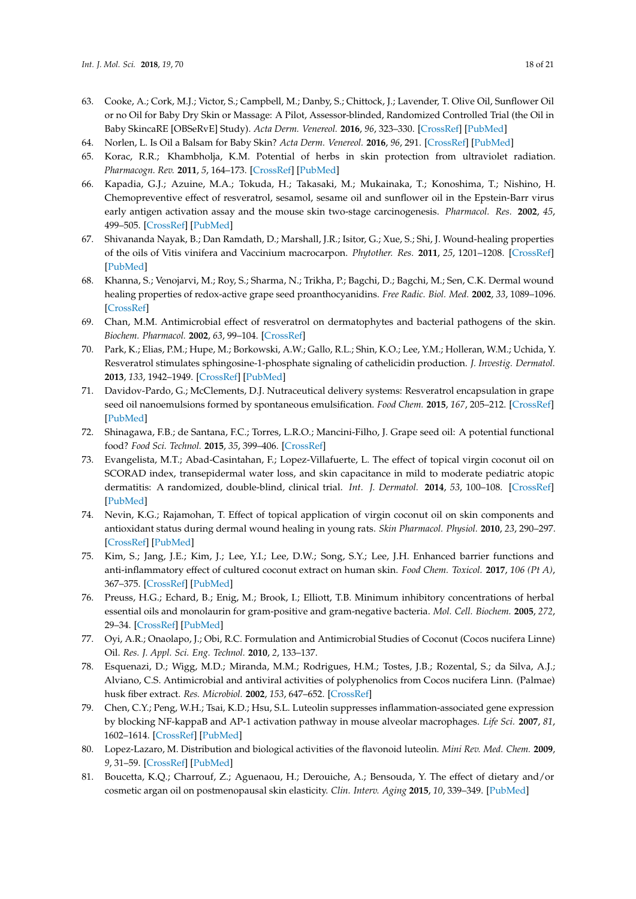63. Cooke, A.; Cork, M.J.; Victor, S.; Campbell, M.; Danby, S.; Chittock, J.; Lavender, T. Olive Oil, Sunflower Oil or no Oil for Baby Dry Skin or Massage: A Pilot, Assessor-blinded, Randomized Controlled Trial (the Oil in Baby SkincaRE [OBSeRvE] Study). *Acta Derm. Venereol.* **2016**, *96*, 323–330. [CrossRef] [PubMed]
64. Norlen, L. Is Oil a Balsam for Baby Skin? *Acta Derm. Venereol.* **2016**, *96*, 291. [CrossRef] [PubMed]
65. Korac, R.R.; Khambholja, K.M. Potential of herbs in skin protection from ultraviolet radiation. *Pharmacogn. Rev.* **2011**, *5*, 164–173. [CrossRef] [PubMed]
66. Kapadia, G.J.; Azuine, M.A.; Tokuda, H.; Takasaki, M.; Mukainaka, T.; Konoshima, T.; Nishino, H. Chemopreventive effect of resveratrol, sesamol, sesame oil and sunflower oil in the Epstein-Barr virus early antigen activation assay and the mouse skin two-stage carcinogenesis. *Pharmacol. Res.* **2002**, *45*, 499–505. [CrossRef] [PubMed]
67. Shivananda Nayak, B.; Dan Ramdath, D.; Marshall, J.R.; Isitor, G.; Xue, S.; Shi, J. Wound-healing properties of the oils of Vitis vinifera and Vaccinium macrocarpon. *Phytother. Res.* **2011**, *25*, 1201–1208. [CrossRef] [PubMed]
68. Khanna, S.; Venojarvi, M.; Roy, S.; Sharma, N.; Trikha, P.; Bagchi, D.; Bagchi, M.; Sen, C.K. Dermal wound healing properties of redox-active grape seed proanthocyanidins. *Free Radic. Biol. Med.* **2002**, *33*, 1089–1096. [CrossRef]
69. Chan, M.M. Antimicrobial effect of resveratrol on dermatophytes and bacterial pathogens of the skin. *Biochem. Pharmacol.* **2002**, *63*, 99–104. [CrossRef]
70. Park, K.; Elias, P.M.; Hupe, M.; Borkowski, A.W.; Gallo, R.L.; Shin, K.O.; Lee, Y.M.; Holleran, W.M.; Uchida, Y. Resveratrol stimulates sphingosine-1-phosphate signaling of cathelicidin production. *J. Investig. Dermatol.* **2013**, *133*, 1942–1949. [CrossRef] [PubMed]
71. Davidov-Pardo, G.; McClements, D.J. Nutraceutical delivery systems: Resveratrol encapsulation in grape seed oil nanoemulsions formed by spontaneous emulsification. *Food Chem.* **2015**, *167*, 205–212. [CrossRef] [PubMed]
72. Shinagawa, F.B.; de Santana, F.C.; Torres, L.R.O.; Mancini-Filho, J. Grape seed oil: A potential functional food? *Food Sci. Technol.* **2015**, *35*, 399–406. [CrossRef]
73. Evangelista, M.T.; Abad-Casintahan, F.; Lopez-Villafuerte, L. The effect of topical virgin coconut oil on SCORAD index, transepidermal water loss, and skin capacitance in mild to moderate pediatric atopic dermatitis: A randomized, double-blind, clinical trial. *Int. J. Dermatol.* **2014**, *53*, 100–108. [CrossRef] [PubMed]
74. Nevin, K.G.; Rajamohan, T. Effect of topical application of virgin coconut oil on skin components and antioxidant status during dermal wound healing in young rats. *Skin Pharmacol. Physiol.* **2010**, *23*, 290–297. [CrossRef] [PubMed]
75. Kim, S.; Jang, J.E.; Kim, J.; Lee, Y.I.; Lee, D.W.; Song, S.Y.; Lee, J.H. Enhanced barrier functions and anti-inflammatory effect of cultured coconut extract on human skin. *Food Chem. Toxicol.* **2017**, *106 (Pt A)*, 367–375. [CrossRef] [PubMed]
76. Preuss, H.G.; Echard, B.; Enig, M.; Brook, I.; Elliott, T.B. Minimum inhibitory concentrations of herbal essential oils and monolaurin for gram-positive and gram-negative bacteria. *Mol. Cell. Biochem.* **2005**, *272*, 29–34. [CrossRef] [PubMed]
77. Oyi, A.R.; Onaolapo, J.; Obi, R.C. Formulation and Antimicrobial Studies of Coconut (Cocos nucifera Linne) Oil. *Res. J. Appl. Sci. Eng. Technol.* **2010**, *2*, 133–137.
78. Esquenazi, D.; Wigg, M.D.; Miranda, M.M.; Rodrigues, H.M.; Tostes, J.B.; Rozental, S.; da Silva, A.J.; Alviano, C.S. Antimicrobial and antiviral activities of polyphenolics from Cocos nucifera Linn. (Palmae) husk fiber extract. *Res. Microbiol.* **2002**, *153*, 647–652. [CrossRef]
79. Chen, C.Y.; Peng, W.H.; Tsai, K.D.; Hsu, S.L. Luteolin suppresses inflammation-associated gene expression by blocking NF-kappaB and AP-1 activation pathway in mouse alveolar macrophages. *Life Sci.* **2007**, *81*, 1602–1614. [CrossRef] [PubMed]
80. Lopez-Lazaro, M. Distribution and biological activities of the flavonoid luteolin. *Mini Rev. Med. Chem.* **2009**, *9*, 31–59. [CrossRef] [PubMed]
81. Boucetta, K.Q.; Charrouf, Z.; Aguenaou, H.; Derouiche, A.; Bensouda, Y. The effect of dietary and/or cosmetic argan oil on postmenopausal skin elasticity. *Clin. Interv. Aging* **2015**, *10*, 339–349. [PubMed]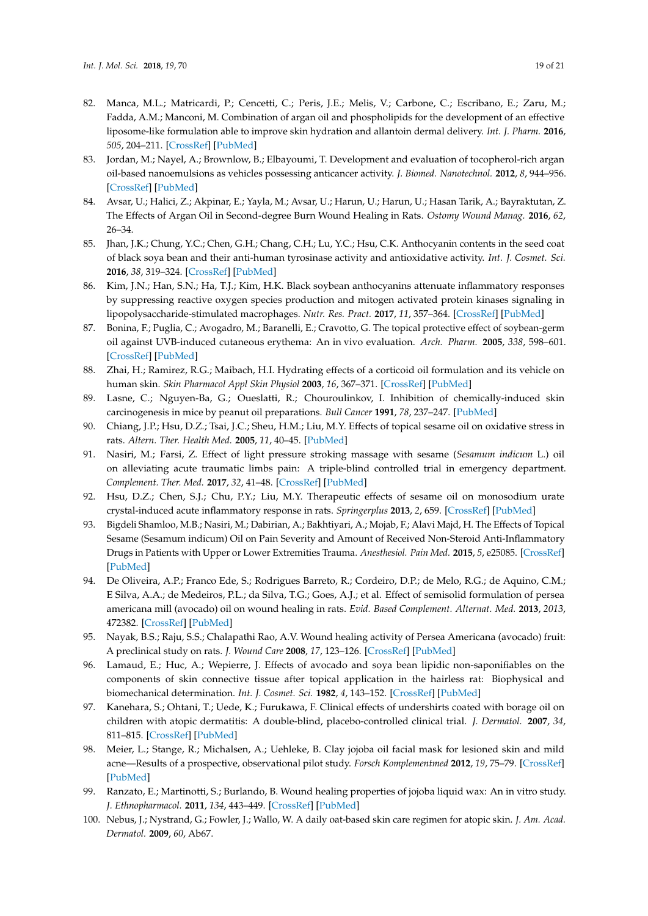82. Manca, M.L.; Matricardi, P.; Cencetti, C.; Peris, J.E.; Melis, V.; Carbone, C.; Escribano, E.; Zaru, M.; Fadda, A.M.; Manconi, M. Combination of argan oil and phospholipids for the development of an effective liposome-like formulation able to improve skin hydration and allantoin dermal delivery. *Int. J. Pharm.* **2016**, *505*, 204–211. [CrossRef] [PubMed]
83. Jordan, M.; Nayel, A.; Brownlow, B.; Elbayoumi, T. Development and evaluation of tocopherol-rich argan oil-based nanoemulsions as vehicles possessing anticancer activity. *J. Biomed. Nanotechnol.* **2012**, *8*, 944–956. [CrossRef] [PubMed]
84. Avsar, U.; Halici, Z.; Akpinar, E.; Yayla, M.; Avsar, U.; Harun, U.; Harun, U.; Hasan Tarik, A.; Bayraktutan, Z. The Effects of Argan Oil in Second-degree Burn Wound Healing in Rats. *Ostomy Wound Manag.* **2016**, *62*, 26–34.
85. Jhan, J.K.; Chung, Y.C.; Chen, G.H.; Chang, C.H.; Lu, Y.C.; Hsu, C.K. Anthocyanin contents in the seed coat of black soya bean and their anti-human tyrosinase activity and antioxidative activity. *Int. J. Cosmet. Sci.* **2016**, *38*, 319–324. [CrossRef] [PubMed]
86. Kim, J.N.; Han, S.N.; Ha, T.J.; Kim, H.K. Black soybean anthocyanins attenuate inflammatory responses by suppressing reactive oxygen species production and mitogen activated protein kinases signaling in lipopolysaccharide-stimulated macrophages. *Nutr. Res. Pract.* **2017**, *11*, 357–364. [CrossRef] [PubMed]
87. Bonina, F.; Puglia, C.; Avogadro, M.; Baranelli, E.; Cravotto, G. The topical protective effect of soybean-germ oil against UVB-induced cutaneous erythema: An in vivo evaluation. *Arch. Pharm.* **2005**, *338*, 598–601. [CrossRef] [PubMed]
88. Zhai, H.; Ramirez, R.G.; Maibach, H.I. Hydrating effects of a corticoid oil formulation and its vehicle on human skin. *Skin Pharmacol Appl Skin Physiol* **2003**, *16*, 367–371. [CrossRef] [PubMed]
89. Lasne, C.; Nguyen-Ba, G.; Oueslatti, R.; Chouroulinkov, I. Inhibition of chemically-induced skin carcinogenesis in mice by peanut oil preparations. *Bull Cancer* **1991**, *78*, 237–247. [PubMed]
90. Chiang, J.P.; Hsu, D.Z.; Tsai, J.C.; Sheu, H.M.; Liu, M.Y. Effects of topical sesame oil on oxidative stress in rats. *Altern. Ther. Health Med.* **2005**, *11*, 40–45. [PubMed]
91. Nasiri, M.; Farsi, Z. Effect of light pressure stroking massage with sesame (*Sesamum indicum* L.) oil on alleviating acute traumatic limbs pain: A triple-blind controlled trial in emergency department. *Complement. Ther. Med.* **2017**, *32*, 41–48. [CrossRef] [PubMed]
92. Hsu, D.Z.; Chen, S.J.; Chu, P.Y.; Liu, M.Y. Therapeutic effects of sesame oil on monosodium urate crystal-induced acute inflammatory response in rats. *Springerplus* **2013**, *2*, 659. [CrossRef] [PubMed]
93. Bigdeli Shamloo, M.B.; Nasiri, M.; Dabirian, A.; Bakhtiyari, A.; Mojab, F.; Alavi Majd, H. The Effects of Topical Sesame (Sesamum indicum) Oil on Pain Severity and Amount of Received Non-Steroid Anti-Inflammatory Drugs in Patients with Upper or Lower Extremities Trauma. *Anesthesiol. Pain Med.* **2015**, *5*, e25085. [CrossRef] [PubMed]
94. De Oliveira, A.P.; Franco Ede, S.; Rodrigues Barreto, R.; Cordeiro, D.P.; de Melo, R.G.; de Aquino, C.M.; E Silva, A.A.; de Medeiros, P.L.; da Silva, T.G.; Goes, A.J.; et al. Effect of semisolid formulation of persea americana mill (avocado) oil on wound healing in rats. *Evid. Based Complement. Alternat. Med.* **2013**, *2013*, 472382. [CrossRef] [PubMed]
95. Nayak, B.S.; Raju, S.S.; Chalapathi Rao, A.V. Wound healing activity of Persea Americana (avocado) fruit: A preclinical study on rats. *J. Wound Care* **2008**, *17*, 123–126. [CrossRef] [PubMed]
96. Lamaud, E.; Huc, A.; Wepierre, J. Effects of avocado and soya bean lipidic non-saponifiables on the components of skin connective tissue after topical application in the hairless rat: Biophysical and biomechanical determination. *Int. J. Cosmet. Sci.* **1982**, *4*, 143–152. [CrossRef] [PubMed]
97. Kanehara, S.; Ohtani, T.; Uede, K.; Furukawa, F. Clinical effects of undershirts coated with borage oil on children with atopic dermatitis: A double-blind, placebo-controlled clinical trial. *J. Dermatol.* **2007**, *34*, 811–815. [CrossRef] [PubMed]
98. Meier, L.; Stange, R.; Michalsen, A.; Uehleke, B. Clay jojoba oil facial mask for lesioned skin and mild acne—Results of a prospective, observational pilot study. *Forsch Komplementmed* **2012**, *19*, 75–79. [CrossRef] [PubMed]
99. Ranzato, E.; Martinotti, S.; Burlando, B. Wound healing properties of jojoba liquid wax: An in vitro study. *J. Ethnopharmacol.* **2011**, *134*, 443–449. [CrossRef] [PubMed]
100. Nebus, J.; Nystrand, G.; Fowler, J.; Wallo, W. A daily oat-based skin care regimen for atopic skin. *J. Am. Acad. Dermatol.* **2009**, *60*, Ab67.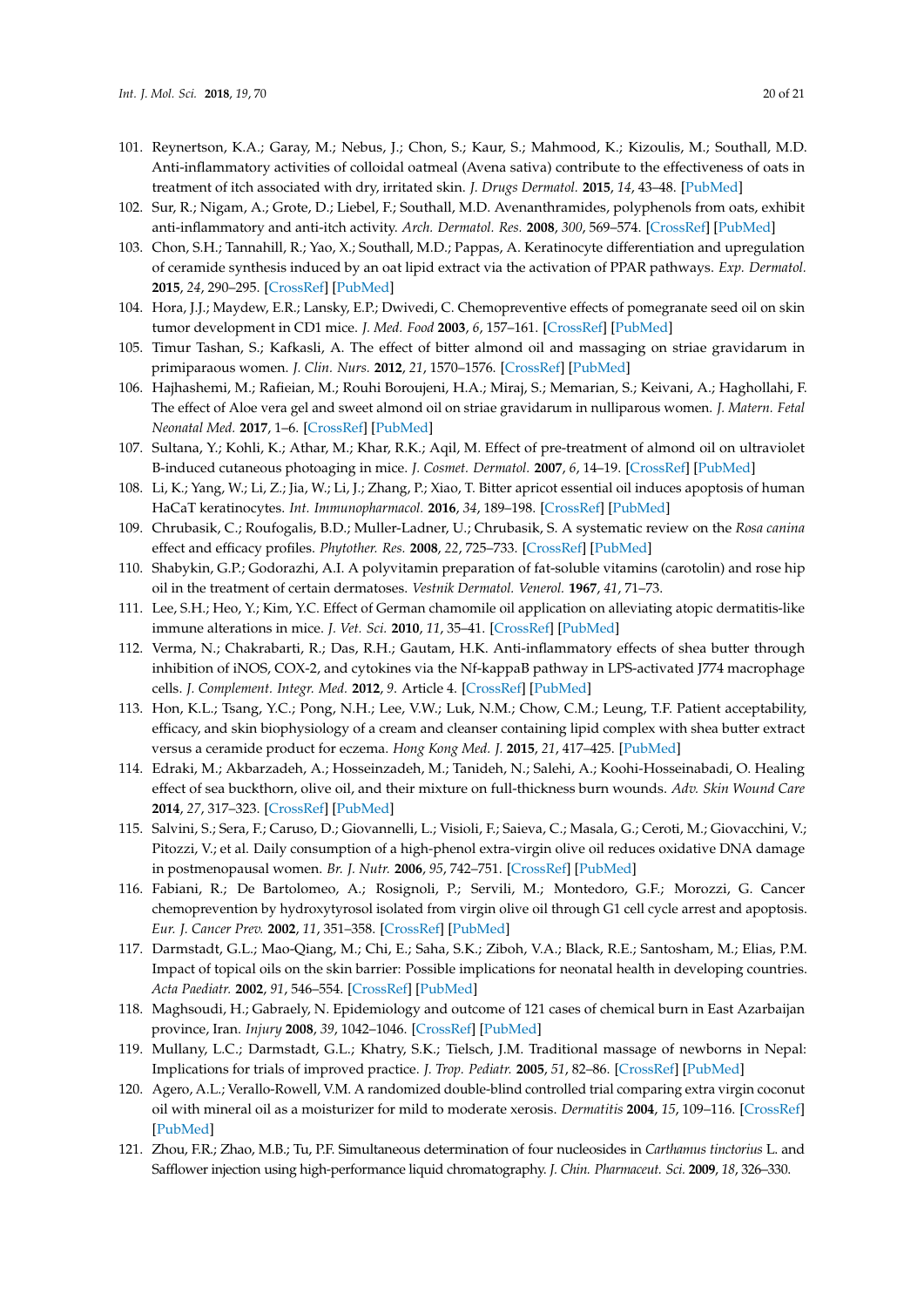101. Reynertson, K.A.; Garay, M.; Nebus, J.; Chon, S.; Kaur, S.; Mahmood, K.; Kizoulis, M.; Southall, M.D. Anti-inflammatory activities of colloidal oatmeal (Avena sativa) contribute to the effectiveness of oats in treatment of itch associated with dry, irritated skin. *J. Drugs Dermatol.* **2015**, *14*, 43–48. [PubMed]
102. Sur, R.; Nigam, A.; Grote, D.; Liebel, F.; Southall, M.D. Avenanthramides, polyphenols from oats, exhibit anti-inflammatory and anti-itch activity. *Arch. Dermatol. Res.* **2008**, *300*, 569–574. [CrossRef] [PubMed]
103. Chon, S.H.; Tannahill, R.; Yao, X.; Southall, M.D.; Pappas, A. Keratinocyte differentiation and upregulation of ceramide synthesis induced by an oat lipid extract via the activation of PPAR pathways. *Exp. Dermatol.* **2015**, *24*, 290–295. [CrossRef] [PubMed]
104. Hora, J.J.; Maydew, E.R.; Lansky, E.P.; Dwivedi, C. Chemopreventive effects of pomegranate seed oil on skin tumor development in CD1 mice. *J. Med. Food* **2003**, *6*, 157–161. [CrossRef] [PubMed]
105. Timur Tashan, S.; Kafkasli, A. The effect of bitter almond oil and massaging on striae gravidarum in primiparaous women. *J. Clin. Nurs.* **2012**, *21*, 1570–1576. [CrossRef] [PubMed]
106. Hajhashemi, M.; Rafieian, M.; Rouhi Boroujeni, H.A.; Miraj, S.; Memarian, S.; Keivani, A.; Haghollahi, F. The effect of Aloe vera gel and sweet almond oil on striae gravidarum in nulliparous women. *J. Matern. Fetal Neonatal Med.* **2017**, 1–6. [CrossRef] [PubMed]
107. Sultana, Y.; Kohli, K.; Athar, M.; Khar, R.K.; Aqil, M. Effect of pre-treatment of almond oil on ultraviolet B-induced cutaneous photoaging in mice. *J. Cosmet. Dermatol.* **2007**, *6*, 14–19. [CrossRef] [PubMed]
108. Li, K.; Yang, W.; Li, Z.; Jia, W.; Li, J.; Zhang, P.; Xiao, T. Bitter apricot essential oil induces apoptosis of human HaCaT keratinocytes. *Int. Immunopharmacol.* **2016**, *34*, 189–198. [CrossRef] [PubMed]
109. Chrubasik, C.; Roufogalis, B.D.; Muller-Ladner, U.; Chrubasik, S. A systematic review on the *Rosa canina* effect and efficacy profiles. *Phytother. Res.* **2008**, *22*, 725–733. [CrossRef] [PubMed]
110. Shabykin, G.P.; Godorazhi, A.I. A polyvitamin preparation of fat-soluble vitamins (carotolin) and rose hip oil in the treatment of certain dermatoses. *Vestnik Dermatol. Venerol.* **1967**, *41*, 71–73.
111. Lee, S.H.; Heo, Y.; Kim, Y.C. Effect of German chamomile oil application on alleviating atopic dermatitis-like immune alterations in mice. *J. Vet. Sci.* **2010**, *11*, 35–41. [CrossRef] [PubMed]
112. Verma, N.; Chakrabarti, R.; Das, R.H.; Gautam, H.K. Anti-inflammatory effects of shea butter through inhibition of iNOS, COX-2, and cytokines via the Nf-kappaB pathway in LPS-activated J774 macrophage cells. *J. Complement. Integr. Med.* **2012**, *9*. Article 4. [CrossRef] [PubMed]
113. Hon, K.L.; Tsang, Y.C.; Pong, N.H.; Lee, V.W.; Luk, N.M.; Chow, C.M.; Leung, T.F. Patient acceptability, efficacy, and skin biophysiology of a cream and cleanser containing lipid complex with shea butter extract versus a ceramide product for eczema. *Hong Kong Med. J.* **2015**, *21*, 417–425. [PubMed]
114. Edraki, M.; Akbarzadeh, A.; Hosseinzadeh, M.; Tanideh, N.; Salehi, A.; Koohi-Hosseinabadi, O. Healing effect of sea buckthorn, olive oil, and their mixture on full-thickness burn wounds. *Adv. Skin Wound Care* **2014**, *27*, 317–323. [CrossRef] [PubMed]
115. Salvini, S.; Sera, F.; Caruso, D.; Giovannelli, L.; Visioli, F.; Saieva, C.; Masala, G.; Ceroti, M.; Giovacchini, V.; Pitozzi, V.; et al. Daily consumption of a high-phenol extra-virgin olive oil reduces oxidative DNA damage in postmenopausal women. *Br. J. Nutr.* **2006**, *95*, 742–751. [CrossRef] [PubMed]
116. Fabiani, R.; De Bartolomeo, A.; Rosignoli, P.; Servili, M.; Montedoro, G.F.; Morozzi, G. Cancer chemoprevention by hydroxytyrosol isolated from virgin olive oil through G1 cell cycle arrest and apoptosis. *Eur. J. Cancer Prev.* **2002**, *11*, 351–358. [CrossRef] [PubMed]
117. Darmstadt, G.L.; Mao-Qiang, M.; Chi, E.; Saha, S.K.; Ziboh, V.A.; Black, R.E.; Santosham, M.; Elias, P.M. Impact of topical oils on the skin barrier: Possible implications for neonatal health in developing countries. *Acta Paediatr.* **2002**, *91*, 546–554. [CrossRef] [PubMed]
118. Maghsoudi, H.; Gabraely, N. Epidemiology and outcome of 121 cases of chemical burn in East Azarbaijan province, Iran. *Injury* **2008**, *39*, 1042–1046. [CrossRef] [PubMed]
119. Mullany, L.C.; Darmstadt, G.L.; Khatry, S.K.; Tielsch, J.M. Traditional massage of newborns in Nepal: Implications for trials of improved practice. *J. Trop. Pediatr.* **2005**, *51*, 82–86. [CrossRef] [PubMed]
120. Agero, A.L.; Verallo-Rowell, V.M. A randomized double-blind controlled trial comparing extra virgin coconut oil with mineral oil as a moisturizer for mild to moderate xerosis. *Dermatitis* **2004**, *15*, 109–116. [CrossRef] [PubMed]
121. Zhou, F.R.; Zhao, M.B.; Tu, P.F. Simultaneous determination of four nucleosides in *Carthamus tinctorius* L. and Safflower injection using high-performance liquid chromatography. *J. Chin. Pharmaceut. Sci.* **2009**, *18*, 326–330.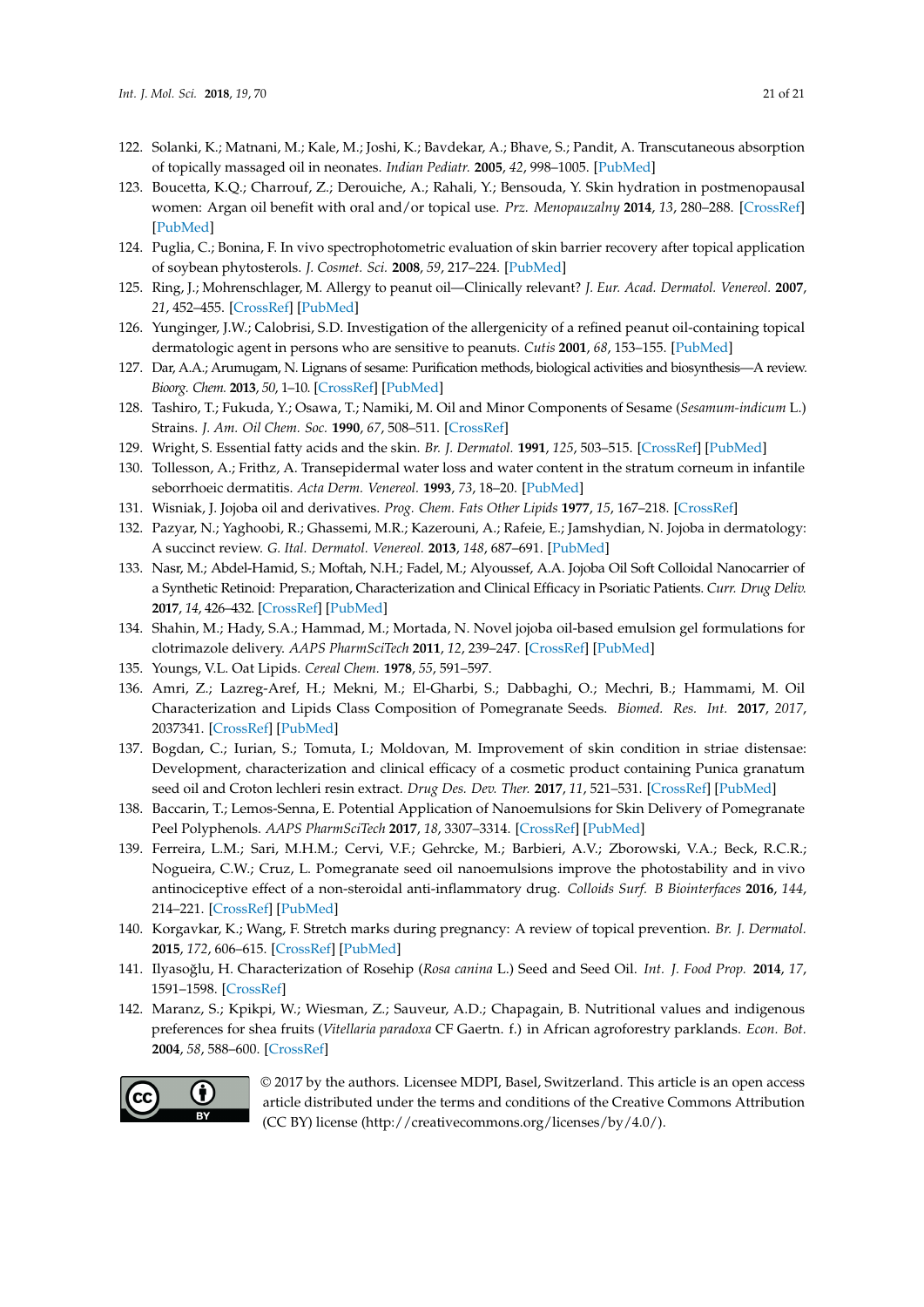122. Solanki, K.; Matnani, M.; Kale, M.; Joshi, K.; Bavdekar, A.; Bhave, S.; Pandit, A. Transcutaneous absorption of topically massaged oil in neonates. *Indian Pediatr.* **2005**, *42*, 998–1005. [PubMed]
123. Boucetta, K.Q.; Charrouf, Z.; Derouiche, A.; Rahali, Y.; Bensouda, Y. Skin hydration in postmenopausal women: Argan oil benefit with oral and/or topical use. *Prz. Menopauzalny* **2014**, *13*, 280–288. [CrossRef] [PubMed]
124. Puglia, C.; Bonina, F. In vivo spectrophotometric evaluation of skin barrier recovery after topical application of soybean phytosterols. *J. Cosmet. Sci.* **2008**, *59*, 217–224. [PubMed]
125. Ring, J.; Mohrenschlager, M. Allergy to peanut oil—Clinically relevant? *J. Eur. Acad. Dermatol. Venereol.* **2007**, *21*, 452–455. [CrossRef] [PubMed]
126. Yunginger, J.W.; Calobrisi, S.D. Investigation of the allergenicity of a refined peanut oil-containing topical dermatologic agent in persons who are sensitive to peanuts. *Cutis* **2001**, *68*, 153–155. [PubMed]
127. Dar, A.A.; Arumugam, N. Lignans of sesame: Purification methods, biological activities and biosynthesis—A review. *Bioorg. Chem.* **2013**, *50*, 1–10. [CrossRef] [PubMed]
128. Tashiro, T.; Fukuda, Y.; Osawa, T.; Namiki, M. Oil and Minor Components of Sesame (*Sesamum-indicum* L.) Strains. *J. Am. Oil Chem. Soc.* **1990**, *67*, 508–511. [CrossRef]
129. Wright, S. Essential fatty acids and the skin. *Br. J. Dermatol.* **1991**, *125*, 503–515. [CrossRef] [PubMed]
130. Tollesson, A.; Frithz, A. Transepidermal water loss and water content in the stratum corneum in infantile seborrhoeic dermatitis. *Acta Derm. Venereol.* **1993**, *73*, 18–20. [PubMed]
131. Wisniak, J. Jojoba oil and derivatives. *Prog. Chem. Fats Other Lipids* **1977**, *15*, 167–218. [CrossRef]
132. Pazyar, N.; Yaghoobi, R.; Ghassemi, M.R.; Kazerouni, A.; Rafeie, E.; Jamshydian, N. Jojoba in dermatology: A succinct review. *G. Ital. Dermatol. Venereol.* **2013**, *148*, 687–691. [PubMed]
133. Nasr, M.; Abdel-Hamid, S.; Moftah, N.H.; Fadel, M.; Alyoussef, A.A. Jojoba Oil Soft Colloidal Nanocarrier of a Synthetic Retinoid: Preparation, Characterization and Clinical Efficacy in Psoriatic Patients. *Curr. Drug Deliv.* **2017**, *14*, 426–432. [CrossRef] [PubMed]
134. Shahin, M.; Hady, S.A.; Hammad, M.; Mortada, N. Novel jojoba oil-based emulsion gel formulations for clotrimazole delivery. *AAPS PharmSciTech* **2011**, *12*, 239–247. [CrossRef] [PubMed]
135. Youngs, V.L. Oat Lipids. *Cereal Chem.* **1978**, *55*, 591–597.
136. Amri, Z.; Lazreg-Aref, H.; Mekni, M.; El-Gharbi, S.; Dabbaghi, O.; Mechri, B.; Hammami, M. Oil Characterization and Lipids Class Composition of Pomegranate Seeds. *Biomed. Res. Int.* **2017**, *2017*, 2037341. [CrossRef] [PubMed]
137. Bogdan, C.; Iurian, S.; Tomuta, I.; Moldovan, M. Improvement of skin condition in striae distensae: Development, characterization and clinical efficacy of a cosmetic product containing Punica granatum seed oil and Croton lechleri resin extract. *Drug Des. Dev. Ther.* **2017**, *11*, 521–531. [CrossRef] [PubMed]
138. Baccarin, T.; Lemos-Senna, E. Potential Application of Nanoemulsions for Skin Delivery of Pomegranate Peel Polyphenols. *AAPS PharmSciTech* **2017**, *18*, 3307–3314. [CrossRef] [PubMed]
139. Ferreira, L.M.; Sari, M.H.M.; Cervi, V.F.; Gehrcke, M.; Barbieri, A.V.; Zborowski, V.A.; Beck, R.C.R.; Nogueira, C.W.; Cruz, L. Pomegranate seed oil nanoemulsions improve the photostability and in vivo antinociceptive effect of a non-steroidal anti-inflammatory drug. *Colloids Surf. B Biointerfaces* **2016**, *144*, 214–221. [CrossRef] [PubMed]
140. Korgavkar, K.; Wang, F. Stretch marks during pregnancy: A review of topical prevention. *Br. J. Dermatol.* **2015**, *172*, 606–615. [CrossRef] [PubMed]
141. Ilyasoğlu, H. Characterization of Rosehip (*Rosa canina* L.) Seed and Seed Oil. *Int. J. Food Prop.* **2014**, *17*, 1591–1598. [CrossRef]
142. Maranz, S.; Kpikpi, W.; Wiesman, Z.; Sauveur, A.D.; Chapagain, B. Nutritional values and indigenous preferences for shea fruits (*Vitellaria paradoxa* CF Gaertn. f.) in African agroforestry parklands. *Econ. Bot.* **2004**, *58*, 588–600. [CrossRef]

© 2017 by the authors. Licensee MDPI, Basel, Switzerland. This article is an open access article distributed under the terms and conditions of the Creative Commons Attribution (CC BY) license (http://creativecommons.org/licenses/by/4.0/).